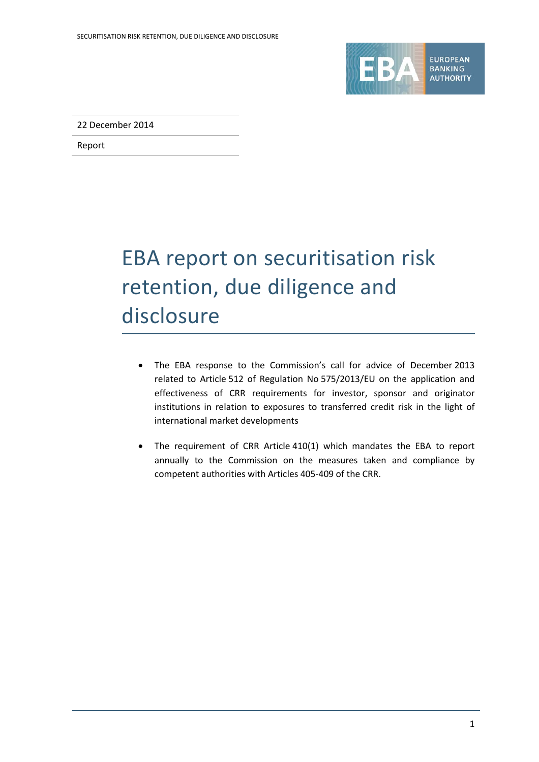22 December 2014

Report

# EBA report on securitisation risk retention, due diligence and disclosure

- The EBA response to the Commission's call for advice of December 2013 related to Article 512 of Regulation No 575/2013/EU on the application and effectiveness of CRR requirements for investor, sponsor and originator institutions in relation to exposures to transferred credit risk in the light of international market developments
- The requirement of CRR Article 410(1) which mandates the EBA to report annually to the Commission on the measures taken and compliance by competent authorities with Articles 405-409 of the CRR.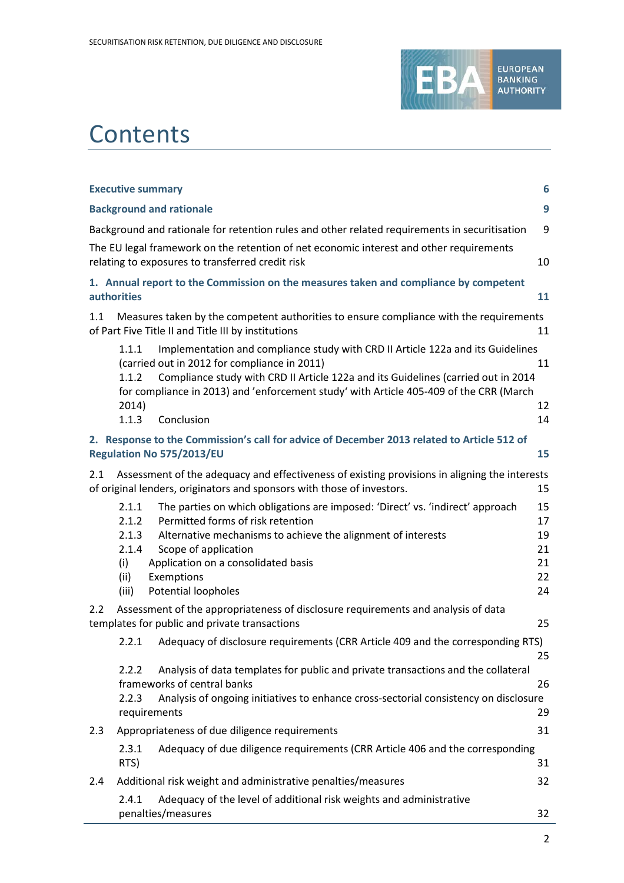# Contents

| | |
|---|---|
| **Executive summary** | **6** |
| **Background and rationale** | **9** |
| Background and rationale for retention rules and other related requirements in securitisation | 9 |
| The EU legal framework on the retention of net economic interest and other requirements relating to exposures to transferred credit risk | 10 |
| **1. Annual report to the Commission on the measures taken and compliance by competent authorities** | **11** |
| 1.1 Measures taken by the competent authorities to ensure compliance with the requirements of Part Five Title II and Title III by institutions | 11 |
| 1.1.1 Implementation and compliance study with CRD II Article 122a and its Guidelines (carried out in 2012 for compliance in 2011) | 11 |
| 1.1.2 Compliance study with CRD II Article 122a and its Guidelines (carried out in 2014 for compliance in 2013) and 'enforcement study' with Article 405-409 of the CRR (March 2014) | 12 |
| 1.1.3 Conclusion | 14 |
| **2. Response to the Commission's call for advice of December 2013 related to Article 512 of Regulation No 575/2013/EU** | **15** |
| 2.1 Assessment of the adequacy and effectiveness of existing provisions in aligning the interests of original lenders, originators and sponsors with those of investors. | 15 |
| 2.1.1 The parties on which obligations are imposed: 'Direct' vs. 'indirect' approach | 15 |
| 2.1.2 Permitted forms of risk retention | 17 |
| 2.1.3 Alternative mechanisms to achieve the alignment of interests | 19 |
| 2.1.4 Scope of application | 21 |
| (i) Application on a consolidated basis | 21 |
| (ii) Exemptions | 22 |
| (iii) Potential loopholes | 24 |
| 2.2 Assessment of the appropriateness of disclosure requirements and analysis of data templates for public and private transactions | 25 |
| 2.2.1 Adequacy of disclosure requirements (CRR Article 409 and the corresponding RTS) | 25 |
| 2.2.2 Analysis of data templates for public and private transactions and the collateral frameworks of central banks | 26 |
| 2.2.3 Analysis of ongoing initiatives to enhance cross-sectorial consistency on disclosure requirements | 29 |
| 2.3 Appropriateness of due diligence requirements | 31 |
| 2.3.1 Adequacy of due diligence requirements (CRR Article 406 and the corresponding RTS) | 31 |
| 2.4 Additional risk weight and administrative penalties/measures | 32 |
| 2.4.1 Adequacy of the level of additional risk weights and administrative penalties/measures | 32 |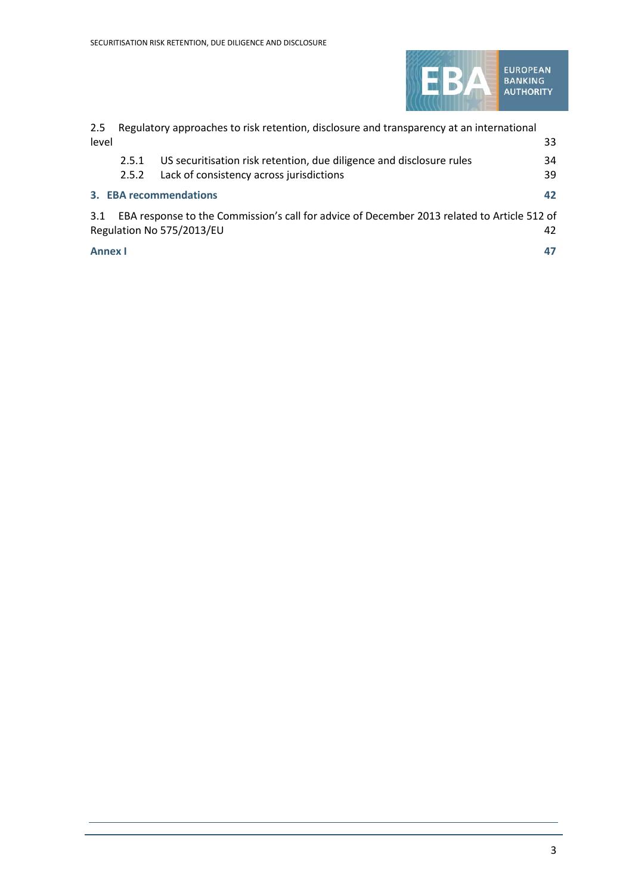2.5 Regulatory approaches to risk retention, disclosure and transparency at an international level 33

- 2.5.1 US securitisation risk retention, due diligence and disclosure rules 34
- 2.5.2 Lack of consistency across jurisdictions 39

**3. EBA recommendations 42**

3.1 EBA response to the Commission's call for advice of December 2013 related to Article 512 of Regulation No 575/2013/EU 42

**Annex I 47**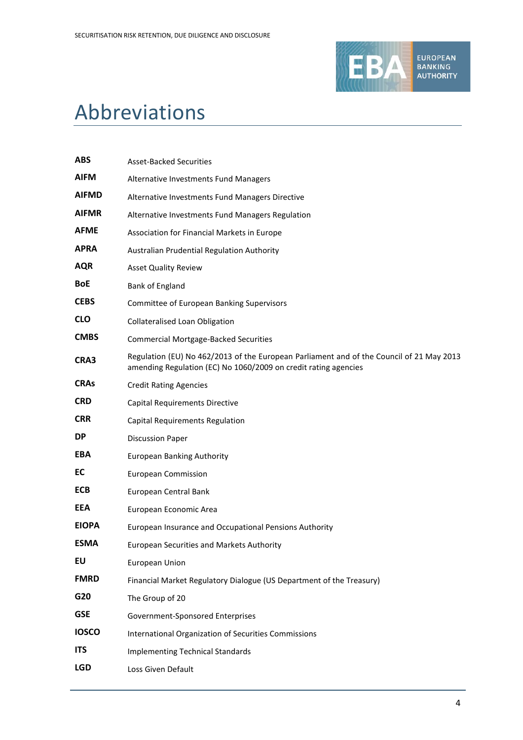# Abbreviations

| | |
|---|---|
| **ABS** | Asset-Backed Securities |
| **AIFM** | Alternative Investments Fund Managers |
| **AIFMD** | Alternative Investments Fund Managers Directive |
| **AIFMR** | Alternative Investments Fund Managers Regulation |
| **AFME** | Association for Financial Markets in Europe |
| **APRA** | Australian Prudential Regulation Authority |
| **AQR** | Asset Quality Review |
| **BoE** | Bank of England |
| **CEBS** | Committee of European Banking Supervisors |
| **CLO** | Collateralised Loan Obligation |
| **CMBS** | Commercial Mortgage-Backed Securities |
| **CRA3** | Regulation (EU) No 462/2013 of the European Parliament and of the Council of 21 May 2013 amending Regulation (EC) No 1060/2009 on credit rating agencies |
| **CRAs** | Credit Rating Agencies |
| **CRD** | Capital Requirements Directive |
| **CRR** | Capital Requirements Regulation |
| **DP** | Discussion Paper |
| **EBA** | European Banking Authority |
| **EC** | European Commission |
| **ECB** | European Central Bank |
| **EEA** | European Economic Area |
| **EIOPA** | European Insurance and Occupational Pensions Authority |
| **ESMA** | European Securities and Markets Authority |
| **EU** | European Union |
| **FMRD** | Financial Market Regulatory Dialogue (US Department of the Treasury) |
| **G20** | The Group of 20 |
| **GSE** | Government-Sponsored Enterprises |
| **IOSCO** | International Organization of Securities Commissions |
| **ITS** | Implementing Technical Standards |
| **LGD** | Loss Given Default |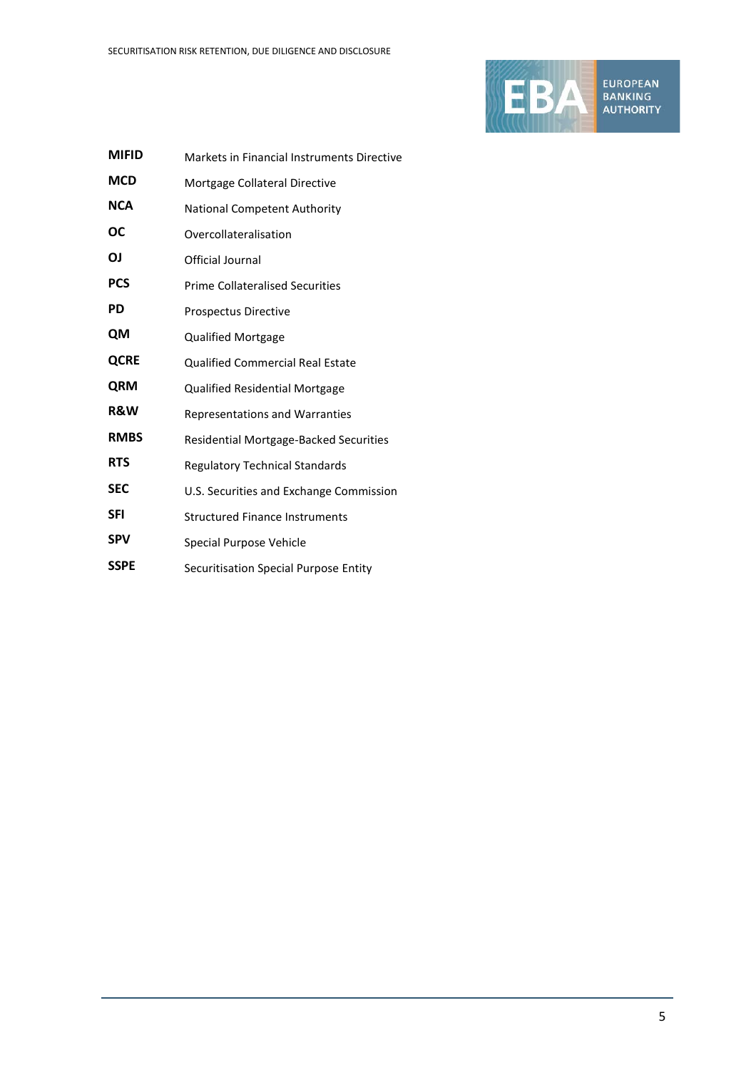| | |
|---|---|
| **MIFID** | Markets in Financial Instruments Directive |
| **MCD** | Mortgage Collateral Directive |
| **NCA** | National Competent Authority |
| **OC** | Overcollateralisation |
| **OJ** | Official Journal |
| **PCS** | Prime Collateralised Securities |
| **PD** | Prospectus Directive |
| **QM** | Qualified Mortgage |
| **QCRE** | Qualified Commercial Real Estate |
| **QRM** | Qualified Residential Mortgage |
| **R&W** | Representations and Warranties |
| **RMBS** | Residential Mortgage-Backed Securities |
| **RTS** | Regulatory Technical Standards |
| **SEC** | U.S. Securities and Exchange Commission |
| **SFI** | Structured Finance Instruments |
| **SPV** | Special Purpose Vehicle |
| **SSPE** | Securitisation Special Purpose Entity |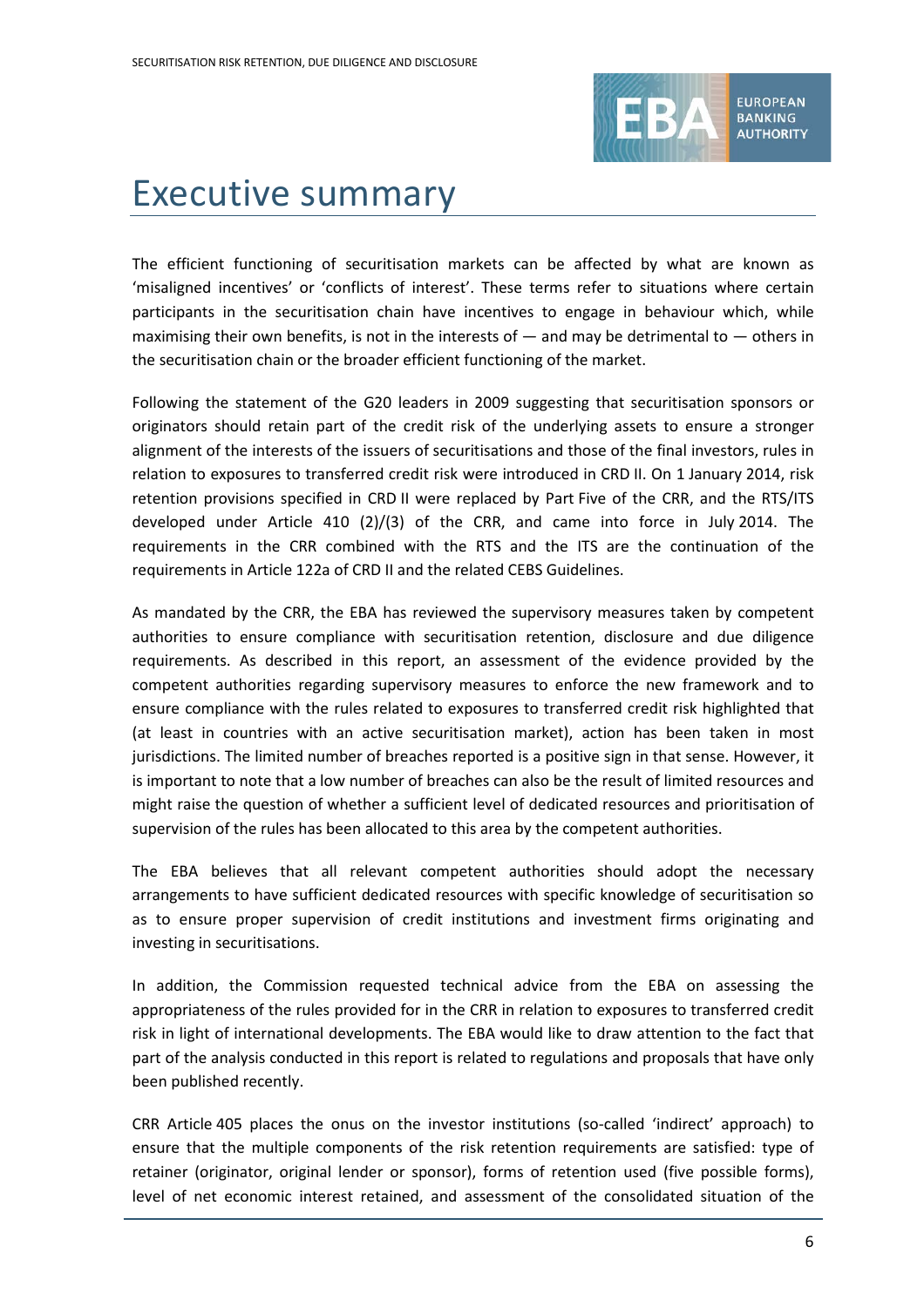# Executive summary

The efficient functioning of securitisation markets can be affected by what are known as 'misaligned incentives' or 'conflicts of interest'. These terms refer to situations where certain participants in the securitisation chain have incentives to engage in behaviour which, while maximising their own benefits, is not in the interests of — and may be detrimental to — others in the securitisation chain or the broader efficient functioning of the market.

Following the statement of the G20 leaders in 2009 suggesting that securitisation sponsors or originators should retain part of the credit risk of the underlying assets to ensure a stronger alignment of the interests of the issuers of securitisations and those of the final investors, rules in relation to exposures to transferred credit risk were introduced in CRD II. On 1 January 2014, risk retention provisions specified in CRD II were replaced by Part Five of the CRR, and the RTS/ITS developed under Article 410 (2)/(3) of the CRR, and came into force in July 2014. The requirements in the CRR combined with the RTS and the ITS are the continuation of the requirements in Article 122a of CRD II and the related CEBS Guidelines.

As mandated by the CRR, the EBA has reviewed the supervisory measures taken by competent authorities to ensure compliance with securitisation retention, disclosure and due diligence requirements. As described in this report, an assessment of the evidence provided by the competent authorities regarding supervisory measures to enforce the new framework and to ensure compliance with the rules related to exposures to transferred credit risk highlighted that (at least in countries with an active securitisation market), action has been taken in most jurisdictions. The limited number of breaches reported is a positive sign in that sense. However, it is important to note that a low number of breaches can also be the result of limited resources and might raise the question of whether a sufficient level of dedicated resources and prioritisation of supervision of the rules has been allocated to this area by the competent authorities.

The EBA believes that all relevant competent authorities should adopt the necessary arrangements to have sufficient dedicated resources with specific knowledge of securitisation so as to ensure proper supervision of credit institutions and investment firms originating and investing in securitisations.

In addition, the Commission requested technical advice from the EBA on assessing the appropriateness of the rules provided for in the CRR in relation to exposures to transferred credit risk in light of international developments. The EBA would like to draw attention to the fact that part of the analysis conducted in this report is related to regulations and proposals that have only been published recently.

CRR Article 405 places the onus on the investor institutions (so-called 'indirect' approach) to ensure that the multiple components of the risk retention requirements are satisfied: type of retainer (originator, original lender or sponsor), forms of retention used (five possible forms), level of net economic interest retained, and assessment of the consolidated situation of the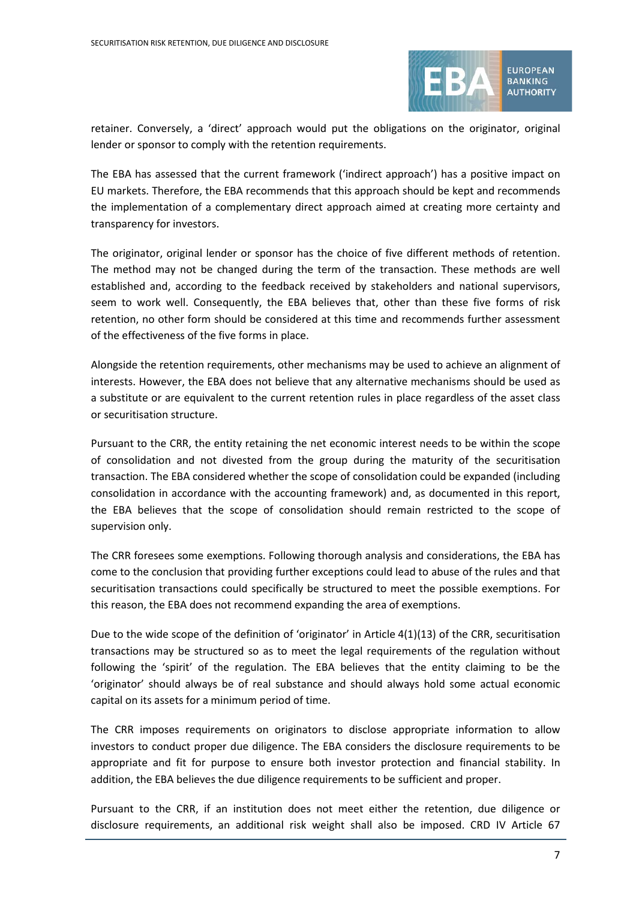retainer. Conversely, a 'direct' approach would put the obligations on the originator, original lender or sponsor to comply with the retention requirements.

The EBA has assessed that the current framework ('indirect approach') has a positive impact on EU markets. Therefore, the EBA recommends that this approach should be kept and recommends the implementation of a complementary direct approach aimed at creating more certainty and transparency for investors.

The originator, original lender or sponsor has the choice of five different methods of retention. The method may not be changed during the term of the transaction. These methods are well established and, according to the feedback received by stakeholders and national supervisors, seem to work well. Consequently, the EBA believes that, other than these five forms of risk retention, no other form should be considered at this time and recommends further assessment of the effectiveness of the five forms in place.

Alongside the retention requirements, other mechanisms may be used to achieve an alignment of interests. However, the EBA does not believe that any alternative mechanisms should be used as a substitute or are equivalent to the current retention rules in place regardless of the asset class or securitisation structure.

Pursuant to the CRR, the entity retaining the net economic interest needs to be within the scope of consolidation and not divested from the group during the maturity of the securitisation transaction. The EBA considered whether the scope of consolidation could be expanded (including consolidation in accordance with the accounting framework) and, as documented in this report, the EBA believes that the scope of consolidation should remain restricted to the scope of supervision only.

The CRR foresees some exemptions. Following thorough analysis and considerations, the EBA has come to the conclusion that providing further exceptions could lead to abuse of the rules and that securitisation transactions could specifically be structured to meet the possible exemptions. For this reason, the EBA does not recommend expanding the area of exemptions.

Due to the wide scope of the definition of 'originator' in Article 4(1)(13) of the CRR, securitisation transactions may be structured so as to meet the legal requirements of the regulation without following the 'spirit' of the regulation. The EBA believes that the entity claiming to be the 'originator' should always be of real substance and should always hold some actual economic capital on its assets for a minimum period of time.

The CRR imposes requirements on originators to disclose appropriate information to allow investors to conduct proper due diligence. The EBA considers the disclosure requirements to be appropriate and fit for purpose to ensure both investor protection and financial stability. In addition, the EBA believes the due diligence requirements to be sufficient and proper.

Pursuant to the CRR, if an institution does not meet either the retention, due diligence or disclosure requirements, an additional risk weight shall also be imposed. CRD IV Article 67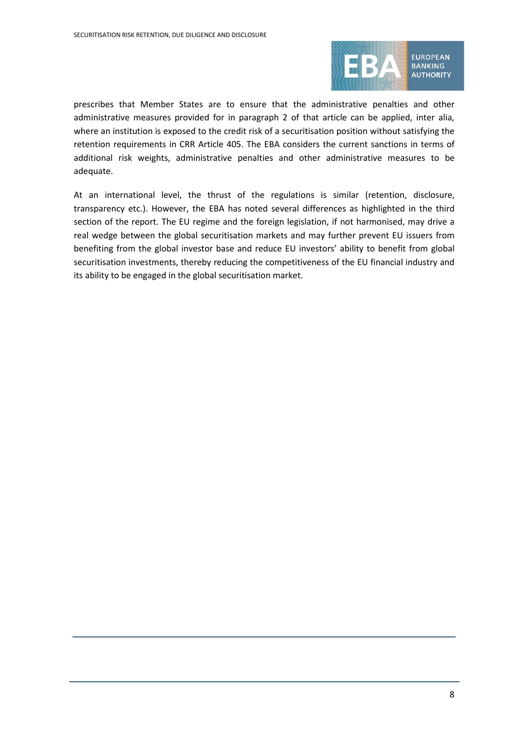prescribes that Member States are to ensure that the administrative penalties and other administrative measures provided for in paragraph 2 of that article can be applied, inter alia, where an institution is exposed to the credit risk of a securitisation position without satisfying the retention requirements in CRR Article 405. The EBA considers the current sanctions in terms of additional risk weights, administrative penalties and other administrative measures to be adequate.

At an international level, the thrust of the regulations is similar (retention, disclosure, transparency etc.). However, the EBA has noted several differences as highlighted in the third section of the report. The EU regime and the foreign legislation, if not harmonised, may drive a real wedge between the global securitisation markets and may further prevent EU issuers from benefiting from the global investor base and reduce EU investors' ability to benefit from global securitisation investments, thereby reducing the competitiveness of the EU financial industry and its ability to be engaged in the global securitisation market.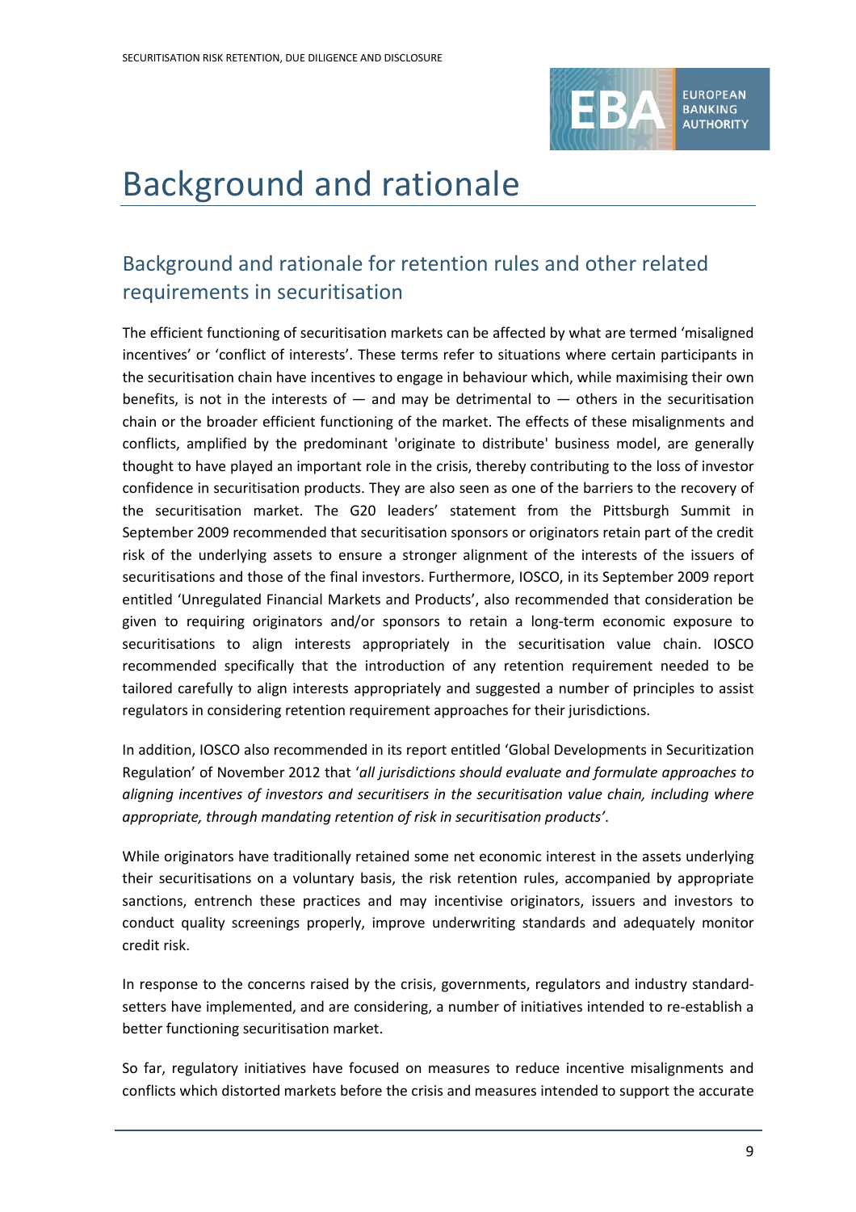# Background and rationale

## Background and rationale for retention rules and other related requirements in securitisation

The efficient functioning of securitisation markets can be affected by what are termed 'misaligned incentives' or 'conflict of interests'. These terms refer to situations where certain participants in the securitisation chain have incentives to engage in behaviour which, while maximising their own benefits, is not in the interests of — and may be detrimental to — others in the securitisation chain or the broader efficient functioning of the market. The effects of these misalignments and conflicts, amplified by the predominant 'originate to distribute' business model, are generally thought to have played an important role in the crisis, thereby contributing to the loss of investor confidence in securitisation products. They are also seen as one of the barriers to the recovery of the securitisation market. The G20 leaders' statement from the Pittsburgh Summit in September 2009 recommended that securitisation sponsors or originators retain part of the credit risk of the underlying assets to ensure a stronger alignment of the interests of the issuers of securitisations and those of the final investors. Furthermore, IOSCO, in its September 2009 report entitled 'Unregulated Financial Markets and Products', also recommended that consideration be given to requiring originators and/or sponsors to retain a long-term economic exposure to securitisations to align interests appropriately in the securitisation value chain. IOSCO recommended specifically that the introduction of any retention requirement needed to be tailored carefully to align interests appropriately and suggested a number of principles to assist regulators in considering retention requirement approaches for their jurisdictions.

In addition, IOSCO also recommended in its report entitled 'Global Developments in Securitization Regulation' of November 2012 that '*all jurisdictions should evaluate and formulate approaches to aligning incentives of investors and securitisers in the securitisation value chain, including where appropriate, through mandating retention of risk in securitisation products'*.

While originators have traditionally retained some net economic interest in the assets underlying their securitisations on a voluntary basis, the risk retention rules, accompanied by appropriate sanctions, entrench these practices and may incentivise originators, issuers and investors to conduct quality screenings properly, improve underwriting standards and adequately monitor credit risk.

In response to the concerns raised by the crisis, governments, regulators and industry standard-setters have implemented, and are considering, a number of initiatives intended to re-establish a better functioning securitisation market.

So far, regulatory initiatives have focused on measures to reduce incentive misalignments and conflicts which distorted markets before the crisis and measures intended to support the accurate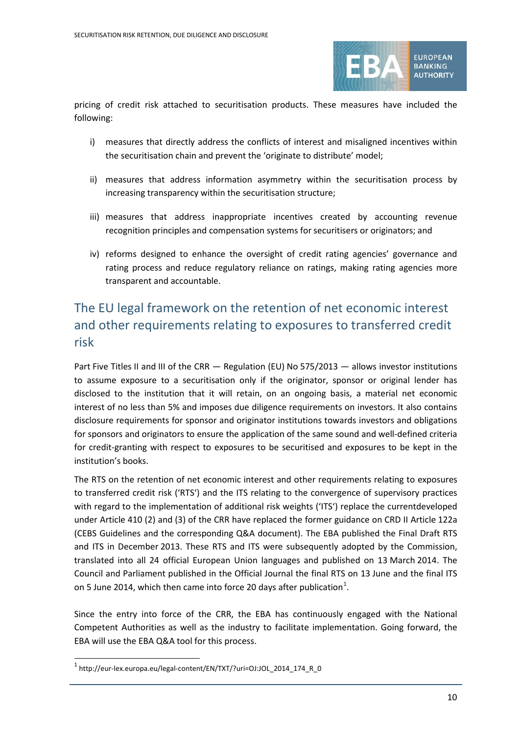pricing of credit risk attached to securitisation products. These measures have included the following:

i) measures that directly address the conflicts of interest and misaligned incentives within the securitisation chain and prevent the 'originate to distribute' model;

ii) measures that address information asymmetry within the securitisation process by increasing transparency within the securitisation structure;

iii) measures that address inappropriate incentives created by accounting revenue recognition principles and compensation systems for securitisers or originators; and

iv) reforms designed to enhance the oversight of credit rating agencies' governance and rating process and reduce regulatory reliance on ratings, making rating agencies more transparent and accountable.

## The EU legal framework on the retention of net economic interest and other requirements relating to exposures to transferred credit risk

Part Five Titles II and III of the CRR — Regulation (EU) No 575/2013 — allows investor institutions to assume exposure to a securitisation only if the originator, sponsor or original lender has disclosed to the institution that it will retain, on an ongoing basis, a material net economic interest of no less than 5% and imposes due diligence requirements on investors. It also contains disclosure requirements for sponsor and originator institutions towards investors and obligations for sponsors and originators to ensure the application of the same sound and well-defined criteria for credit-granting with respect to exposures to be securitised and exposures to be kept in the institution's books.

The RTS on the retention of net economic interest and other requirements relating to exposures to transferred credit risk ('RTS') and the ITS relating to the convergence of supervisory practices with regard to the implementation of additional risk weights ('ITS') replace the currentdeveloped under Article 410 (2) and (3) of the CRR have replaced the former guidance on CRD II Article 122a (CEBS Guidelines and the corresponding Q&A document). The EBA published the Final Draft RTS and ITS in December 2013. These RTS and ITS were subsequently adopted by the Commission, translated into all 24 official European Union languages and published on 13 March 2014. The Council and Parliament published in the Official Journal the final RTS on 13 June and the final ITS on 5 June 2014, which then came into force 20 days after publication[1].

Since the entry into force of the CRR, the EBA has continuously engaged with the National Competent Authorities as well as the industry to facilitate implementation. Going forward, the EBA will use the EBA Q&A tool for this process.

[1] http://eur-lex.europa.eu/legal-content/EN/TXT/?uri=OJ:JOL_2014_174_R_0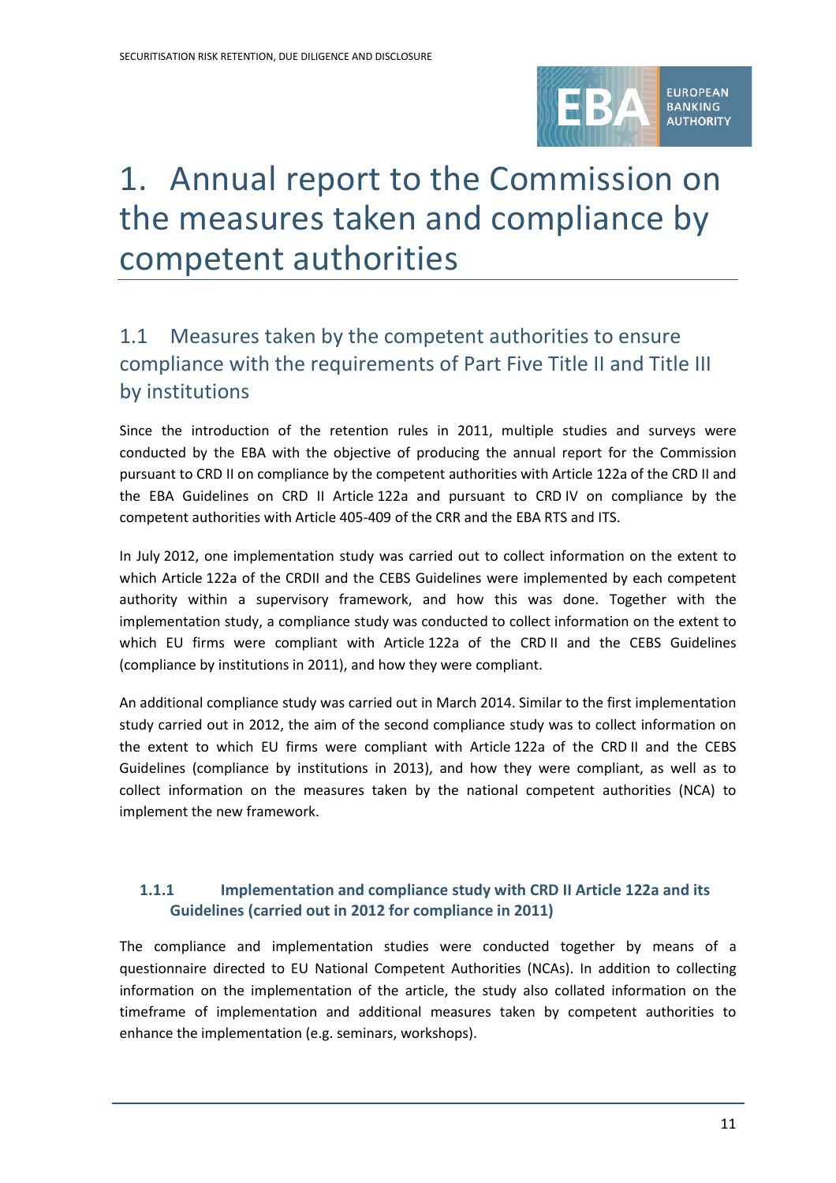# 1. Annual report to the Commission on the measures taken and compliance by competent authorities

## 1.1 Measures taken by the competent authorities to ensure compliance with the requirements of Part Five Title II and Title III by institutions

Since the introduction of the retention rules in 2011, multiple studies and surveys were conducted by the EBA with the objective of producing the annual report for the Commission pursuant to CRD II on compliance by the competent authorities with Article 122a of the CRD II and the EBA Guidelines on CRD II Article 122a and pursuant to CRD IV on compliance by the competent authorities with Article 405-409 of the CRR and the EBA RTS and ITS.

In July 2012, one implementation study was carried out to collect information on the extent to which Article 122a of the CRDII and the CEBS Guidelines were implemented by each competent authority within a supervisory framework, and how this was done. Together with the implementation study, a compliance study was conducted to collect information on the extent to which EU firms were compliant with Article 122a of the CRD II and the CEBS Guidelines (compliance by institutions in 2011), and how they were compliant.

An additional compliance study was carried out in March 2014. Similar to the first implementation study carried out in 2012, the aim of the second compliance study was to collect information on the extent to which EU firms were compliant with Article 122a of the CRD II and the CEBS Guidelines (compliance by institutions in 2013), and how they were compliant, as well as to collect information on the measures taken by the national competent authorities (NCA) to implement the new framework.

### 1.1.1 Implementation and compliance study with CRD II Article 122a and its Guidelines (carried out in 2012 for compliance in 2011)

The compliance and implementation studies were conducted together by means of a questionnaire directed to EU National Competent Authorities (NCAs). In addition to collecting information on the implementation of the article, the study also collated information on the timeframe of implementation and additional measures taken by competent authorities to enhance the implementation (e.g. seminars, workshops).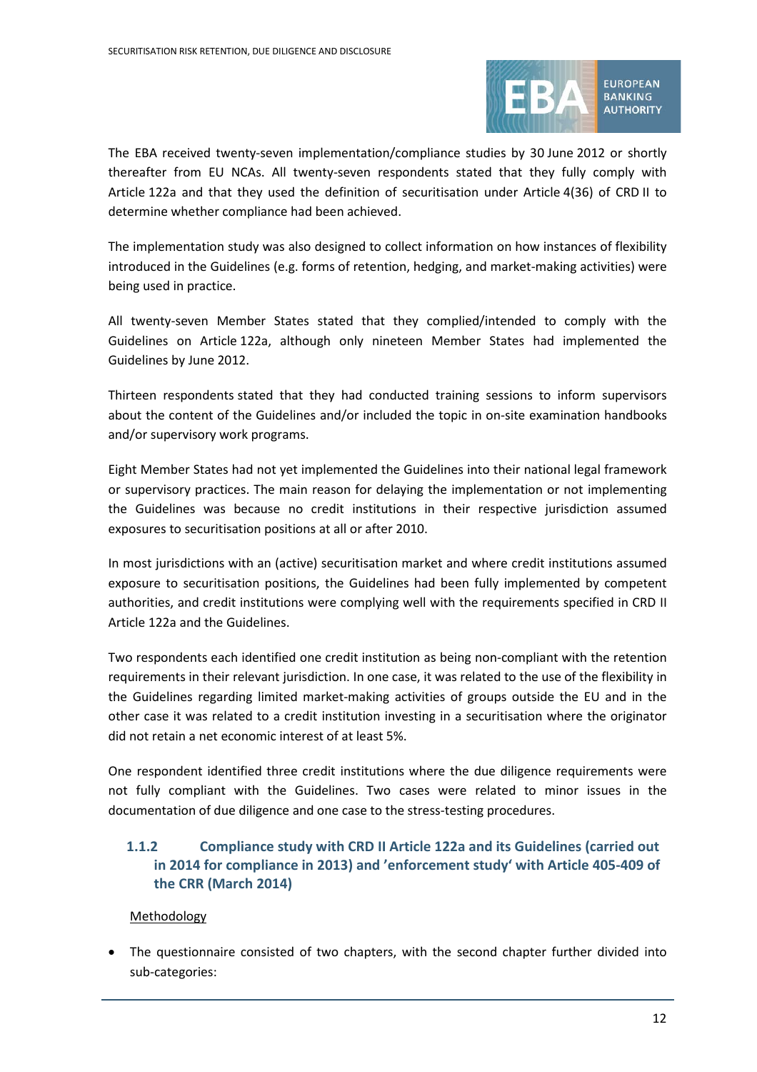The EBA received twenty-seven implementation/compliance studies by 30 June 2012 or shortly thereafter from EU NCAs. All twenty-seven respondents stated that they fully comply with Article 122a and that they used the definition of securitisation under Article 4(36) of CRD II to determine whether compliance had been achieved.

The implementation study was also designed to collect information on how instances of flexibility introduced in the Guidelines (e.g. forms of retention, hedging, and market-making activities) were being used in practice.

All twenty-seven Member States stated that they complied/intended to comply with the Guidelines on Article 122a, although only nineteen Member States had implemented the Guidelines by June 2012.

Thirteen respondents stated that they had conducted training sessions to inform supervisors about the content of the Guidelines and/or included the topic in on-site examination handbooks and/or supervisory work programs.

Eight Member States had not yet implemented the Guidelines into their national legal framework or supervisory practices. The main reason for delaying the implementation or not implementing the Guidelines was because no credit institutions in their respective jurisdiction assumed exposures to securitisation positions at all or after 2010.

In most jurisdictions with an (active) securitisation market and where credit institutions assumed exposure to securitisation positions, the Guidelines had been fully implemented by competent authorities, and credit institutions were complying well with the requirements specified in CRD II Article 122a and the Guidelines.

Two respondents each identified one credit institution as being non-compliant with the retention requirements in their relevant jurisdiction. In one case, it was related to the use of the flexibility in the Guidelines regarding limited market-making activities of groups outside the EU and in the other case it was related to a credit institution investing in a securitisation where the originator did not retain a net economic interest of at least 5%.

One respondent identified three credit institutions where the due diligence requirements were not fully compliant with the Guidelines. Two cases were related to minor issues in the documentation of due diligence and one case to the stress-testing procedures.

### 1.1.2 Compliance study with CRD II Article 122a and its Guidelines (carried out in 2014 for compliance in 2013) and 'enforcement study' with Article 405-409 of the CRR (March 2014)

Methodology

- The questionnaire consisted of two chapters, with the second chapter further divided into sub-categories: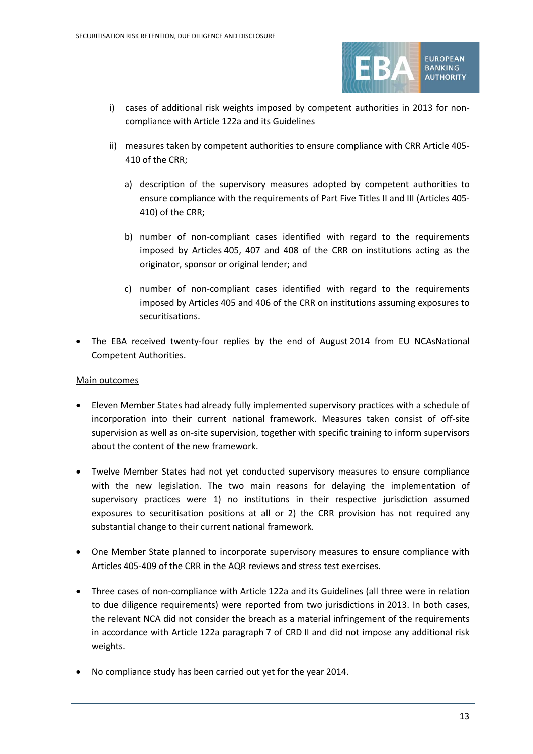i) cases of additional risk weights imposed by competent authorities in 2013 for non-compliance with Article 122a and its Guidelines

ii) measures taken by competent authorities to ensure compliance with CRR Article 405-410 of the CRR;

   a) description of the supervisory measures adopted by competent authorities to ensure compliance with the requirements of Part Five Titles II and III (Articles 405-410) of the CRR;

   b) number of non-compliant cases identified with regard to the requirements imposed by Articles 405, 407 and 408 of the CRR on institutions acting as the originator, sponsor or original lender; and

   c) number of non-compliant cases identified with regard to the requirements imposed by Articles 405 and 406 of the CRR on institutions assuming exposures to securitisations.

- The EBA received twenty-four replies by the end of August 2014 from EU NCAsNational Competent Authorities.

Main outcomes

- Eleven Member States had already fully implemented supervisory practices with a schedule of incorporation into their current national framework. Measures taken consist of off-site supervision as well as on-site supervision, together with specific training to inform supervisors about the content of the new framework.

- Twelve Member States had not yet conducted supervisory measures to ensure compliance with the new legislation. The two main reasons for delaying the implementation of supervisory practices were 1) no institutions in their respective jurisdiction assumed exposures to securitisation positions at all or 2) the CRR provision has not required any substantial change to their current national framework.

- One Member State planned to incorporate supervisory measures to ensure compliance with Articles 405-409 of the CRR in the AQR reviews and stress test exercises.

- Three cases of non-compliance with Article 122a and its Guidelines (all three were in relation to due diligence requirements) were reported from two jurisdictions in 2013. In both cases, the relevant NCA did not consider the breach as a material infringement of the requirements in accordance with Article 122a paragraph 7 of CRD II and did not impose any additional risk weights.

- No compliance study has been carried out yet for the year 2014.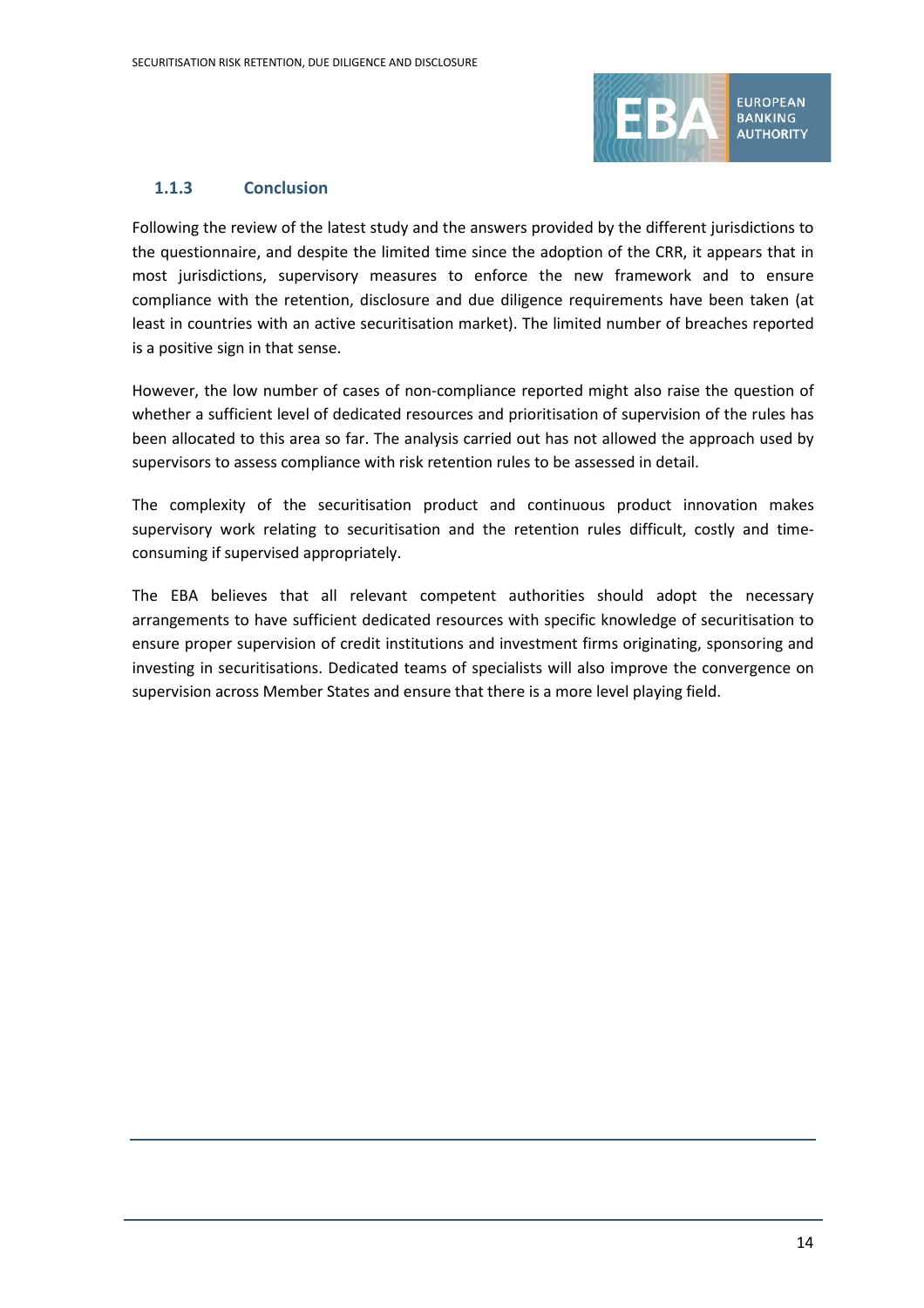### 1.1.3 Conclusion

Following the review of the latest study and the answers provided by the different jurisdictions to the questionnaire, and despite the limited time since the adoption of the CRR, it appears that in most jurisdictions, supervisory measures to enforce the new framework and to ensure compliance with the retention, disclosure and due diligence requirements have been taken (at least in countries with an active securitisation market). The limited number of breaches reported is a positive sign in that sense.

However, the low number of cases of non-compliance reported might also raise the question of whether a sufficient level of dedicated resources and prioritisation of supervision of the rules has been allocated to this area so far. The analysis carried out has not allowed the approach used by supervisors to assess compliance with risk retention rules to be assessed in detail.

The complexity of the securitisation product and continuous product innovation makes supervisory work relating to securitisation and the retention rules difficult, costly and time-consuming if supervised appropriately.

The EBA believes that all relevant competent authorities should adopt the necessary arrangements to have sufficient dedicated resources with specific knowledge of securitisation to ensure proper supervision of credit institutions and investment firms originating, sponsoring and investing in securitisations. Dedicated teams of specialists will also improve the convergence on supervision across Member States and ensure that there is a more level playing field.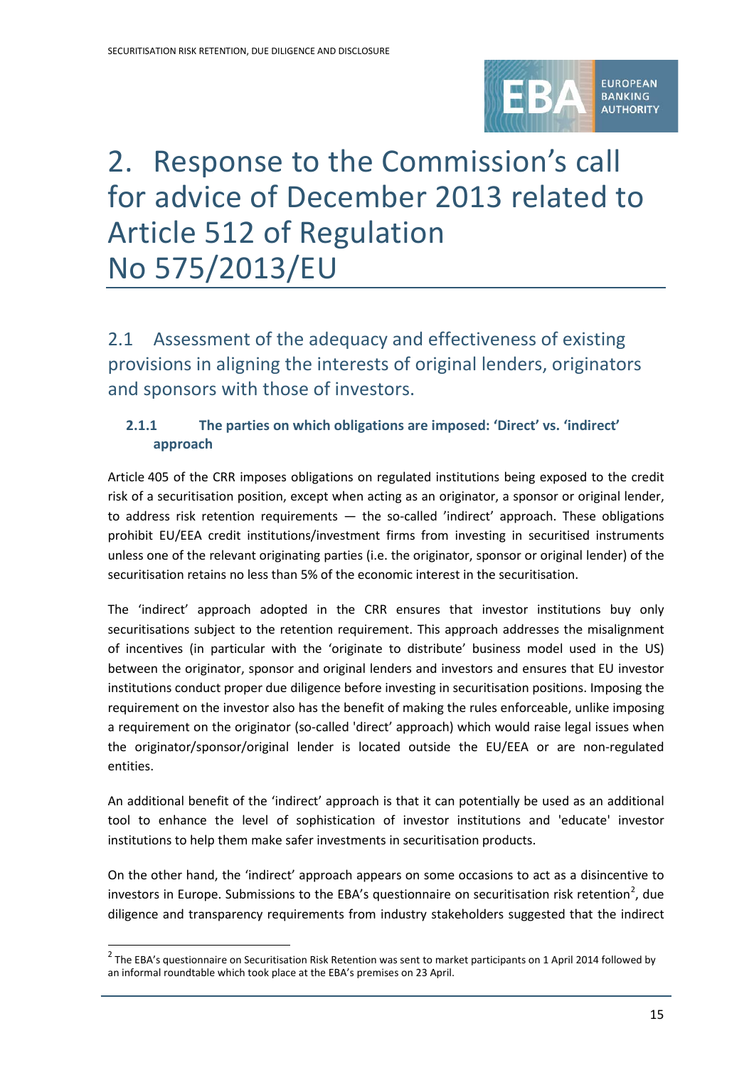// 2. Response to the Commission's call for advice of December 2013 related to Article 512 of Regulation No 575/2013/EU

## 2.1 Assessment of the adequacy and effectiveness of existing provisions in aligning the interests of original lenders, originators and sponsors with those of investors.

### 2.1.1 The parties on which obligations are imposed: 'Direct' vs. 'indirect' approach

Article 405 of the CRR imposes obligations on regulated institutions being exposed to the credit risk of a securitisation position, except when acting as an originator, a sponsor or original lender, to address risk retention requirements — the so-called 'indirect' approach. These obligations prohibit EU/EEA credit institutions/investment firms from investing in securitised instruments unless one of the relevant originating parties (i.e. the originator, sponsor or original lender) of the securitisation retains no less than 5% of the economic interest in the securitisation.

The 'indirect' approach adopted in the CRR ensures that investor institutions buy only securitisations subject to the retention requirement. This approach addresses the misalignment of incentives (in particular with the 'originate to distribute' business model used in the US) between the originator, sponsor and original lenders and investors and ensures that EU investor institutions conduct proper due diligence before investing in securitisation positions. Imposing the requirement on the investor also has the benefit of making the rules enforceable, unlike imposing a requirement on the originator (so-called 'direct' approach) which would raise legal issues when the originator/sponsor/original lender is located outside the EU/EEA or are non-regulated entities.

An additional benefit of the 'indirect' approach is that it can potentially be used as an additional tool to enhance the level of sophistication of investor institutions and 'educate' investor institutions to help them make safer investments in securitisation products.

On the other hand, the 'indirect' approach appears on some occasions to act as a disincentive to investors in Europe. Submissions to the EBA's questionnaire on securitisation risk retention[2], due diligence and transparency requirements from industry stakeholders suggested that the indirect

[2] The EBA's questionnaire on Securitisation Risk Retention was sent to market participants on 1 April 2014 followed by an informal roundtable which took place at the EBA's premises on 23 April.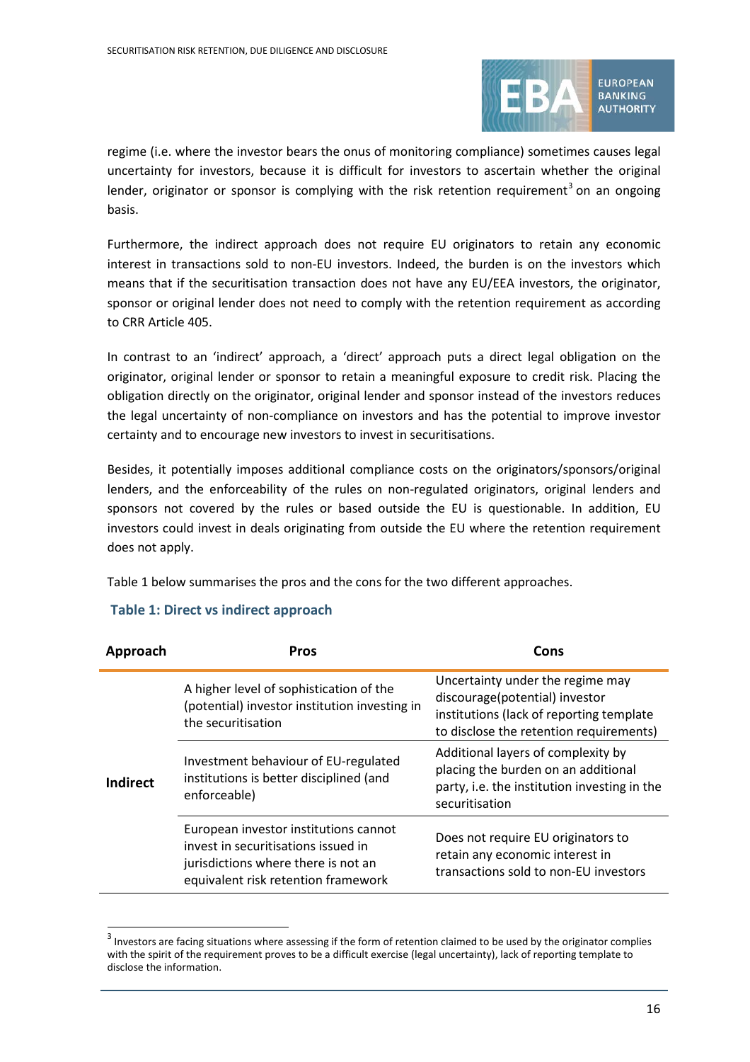regime (i.e. where the investor bears the onus of monitoring compliance) sometimes causes legal uncertainty for investors, because it is difficult for investors to ascertain whether the original lender, originator or sponsor is complying with the risk retention requirement[3] on an ongoing basis.

Furthermore, the indirect approach does not require EU originators to retain any economic interest in transactions sold to non-EU investors. Indeed, the burden is on the investors which means that if the securitisation transaction does not have any EU/EEA investors, the originator, sponsor or original lender does not need to comply with the retention requirement as according to CRR Article 405.

In contrast to an 'indirect' approach, a 'direct' approach puts a direct legal obligation on the originator, original lender or sponsor to retain a meaningful exposure to credit risk. Placing the obligation directly on the originator, original lender and sponsor instead of the investors reduces the legal uncertainty of non-compliance on investors and has the potential to improve investor certainty and to encourage new investors to invest in securitisations.

Besides, it potentially imposes additional compliance costs on the originators/sponsors/original lenders, and the enforceability of the rules on non-regulated originators, original lenders and sponsors not covered by the rules or based outside the EU is questionable. In addition, EU investors could invest in deals originating from outside the EU where the retention requirement does not apply.

Table 1 below summarises the pros and the cons for the two different approaches.

**Table 1: Direct vs indirect approach**

| Approach | Pros | Cons |
|---|---|---|
| **Indirect** | A higher level of sophistication of the (potential) investor institution investing in the securitisation | Uncertainty under the regime may discourage(potential) investor institutions (lack of reporting template to disclose the retention requirements) |
| | Investment behaviour of EU-regulated institutions is better disciplined (and enforceable) | Additional layers of complexity by placing the burden on an additional party, i.e. the institution investing in the securitisation |
| | European investor institutions cannot invest in securitisations issued in jurisdictions where there is not an equivalent risk retention framework | Does not require EU originators to retain any economic interest in transactions sold to non-EU investors |

[3] Investors are facing situations where assessing if the form of retention claimed to be used by the originator complies with the spirit of the requirement proves to be a difficult exercise (legal uncertainty), lack of reporting template to disclose the information.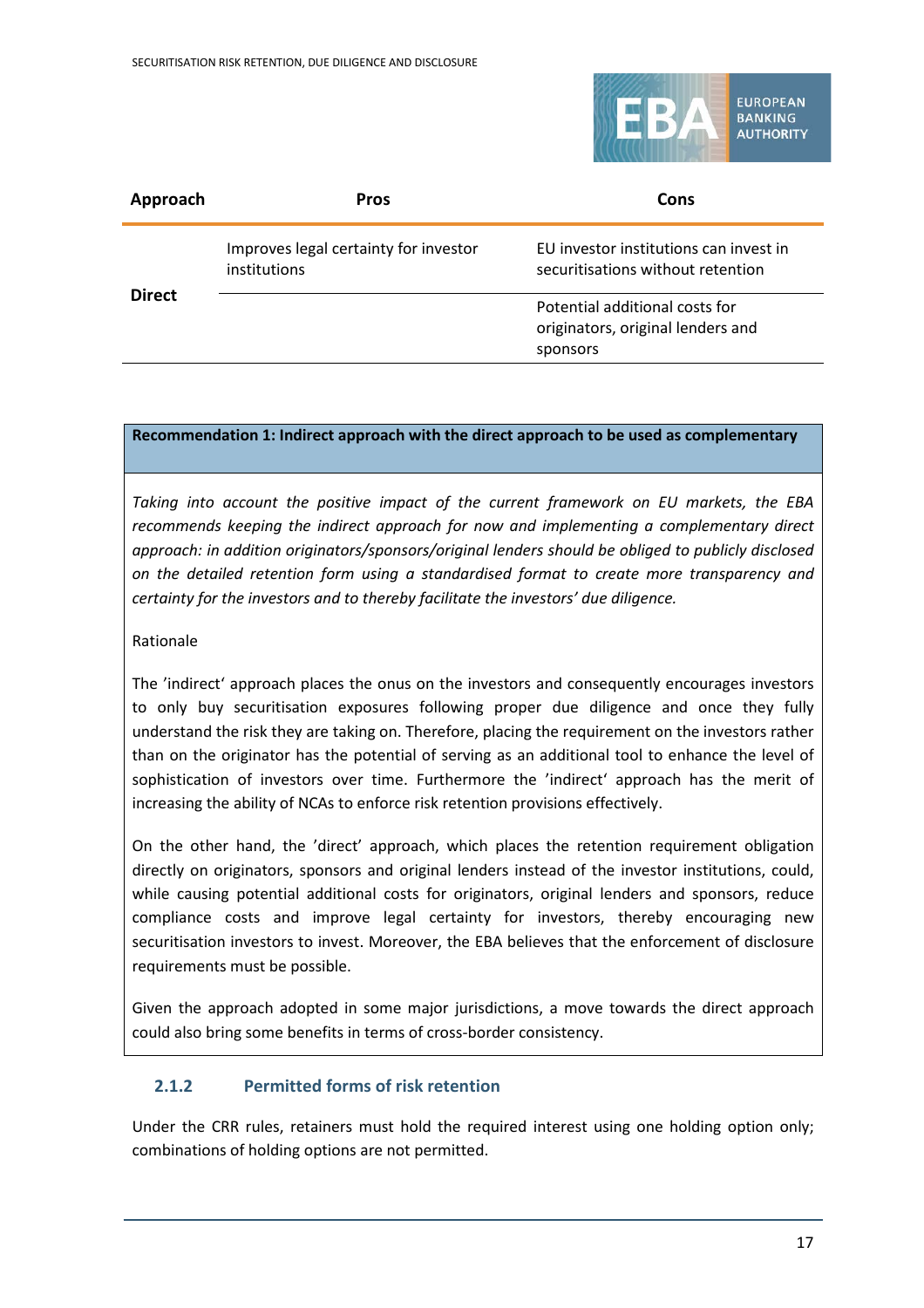| Approach | Pros | Cons |
|---|---|---|
| **Direct** | Improves legal certainty for investor institutions | EU investor institutions can invest in securitisations without retention |
| | | Potential additional costs for originators, original lenders and sponsors |

**Recommendation 1: Indirect approach with the direct approach to be used as complementary**

*Taking into account the positive impact of the current framework on EU markets, the EBA recommends keeping the indirect approach for now and implementing a complementary direct approach: in addition originators/sponsors/original lenders should be obliged to publicly disclosed on the detailed retention form using a standardised format to create more transparency and certainty for the investors and to thereby facilitate the investors' due diligence.*

Rationale

The 'indirect' approach places the onus on the investors and consequently encourages investors to only buy securitisation exposures following proper due diligence and once they fully understand the risk they are taking on. Therefore, placing the requirement on the investors rather than on the originator has the potential of serving as an additional tool to enhance the level of sophistication of investors over time. Furthermore the 'indirect' approach has the merit of increasing the ability of NCAs to enforce risk retention provisions effectively.

On the other hand, the 'direct' approach, which places the retention requirement obligation directly on originators, sponsors and original lenders instead of the investor institutions, could, while causing potential additional costs for originators, original lenders and sponsors, reduce compliance costs and improve legal certainty for investors, thereby encouraging new securitisation investors to invest. Moreover, the EBA believes that the enforcement of disclosure requirements must be possible.

Given the approach adopted in some major jurisdictions, a move towards the direct approach could also bring some benefits in terms of cross-border consistency.

### 2.1.2 Permitted forms of risk retention

Under the CRR rules, retainers must hold the required interest using one holding option only; combinations of holding options are not permitted.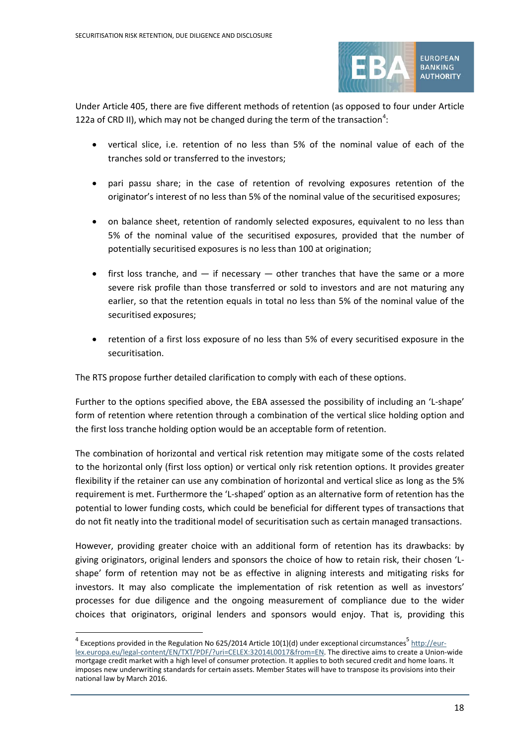Under Article 405, there are five different methods of retention (as opposed to four under Article 122a of CRD II), which may not be changed during the term of the transaction[4]:

- vertical slice, i.e. retention of no less than 5% of the nominal value of each of the tranches sold or transferred to the investors;
- pari passu share; in the case of retention of revolving exposures retention of the originator's interest of no less than 5% of the nominal value of the securitised exposures;
- on balance sheet, retention of randomly selected exposures, equivalent to no less than 5% of the nominal value of the securitised exposures, provided that the number of potentially securitised exposures is no less than 100 at origination;
- first loss tranche, and — if necessary — other tranches that have the same or a more severe risk profile than those transferred or sold to investors and are not maturing any earlier, so that the retention equals in total no less than 5% of the nominal value of the securitised exposures;
- retention of a first loss exposure of no less than 5% of every securitised exposure in the securitisation.

The RTS propose further detailed clarification to comply with each of these options.

Further to the options specified above, the EBA assessed the possibility of including an 'L-shape' form of retention where retention through a combination of the vertical slice holding option and the first loss tranche holding option would be an acceptable form of retention.

The combination of horizontal and vertical risk retention may mitigate some of the costs related to the horizontal only (first loss option) or vertical only risk retention options. It provides greater flexibility if the retainer can use any combination of horizontal and vertical slice as long as the 5% requirement is met. Furthermore the 'L-shaped' option as an alternative form of retention has the potential to lower funding costs, which could be beneficial for different types of transactions that do not fit neatly into the traditional model of securitisation such as certain managed transactions.

However, providing greater choice with an additional form of retention has its drawbacks: by giving originators, original lenders and sponsors the choice of how to retain risk, their chosen 'L-shape' form of retention may not be as effective in aligning interests and mitigating risks for investors. It may also complicate the implementation of risk retention as well as investors' processes for due diligence and the ongoing measurement of compliance due to the wider choices that originators, original lenders and sponsors would enjoy. That is, providing this

---

[4] Exceptions provided in the Regulation No 625/2014 Article 10(1)(d) under exceptional circumstances[5] http://eur-lex.europa.eu/legal-content/EN/TXT/PDF/?uri=CELEX:32014L0017&from=EN. The directive aims to create a Union-wide mortgage credit market with a high level of consumer protection. It applies to both secured credit and home loans. It imposes new underwriting standards for certain assets. Member States will have to transpose its provisions into their national law by March 2016.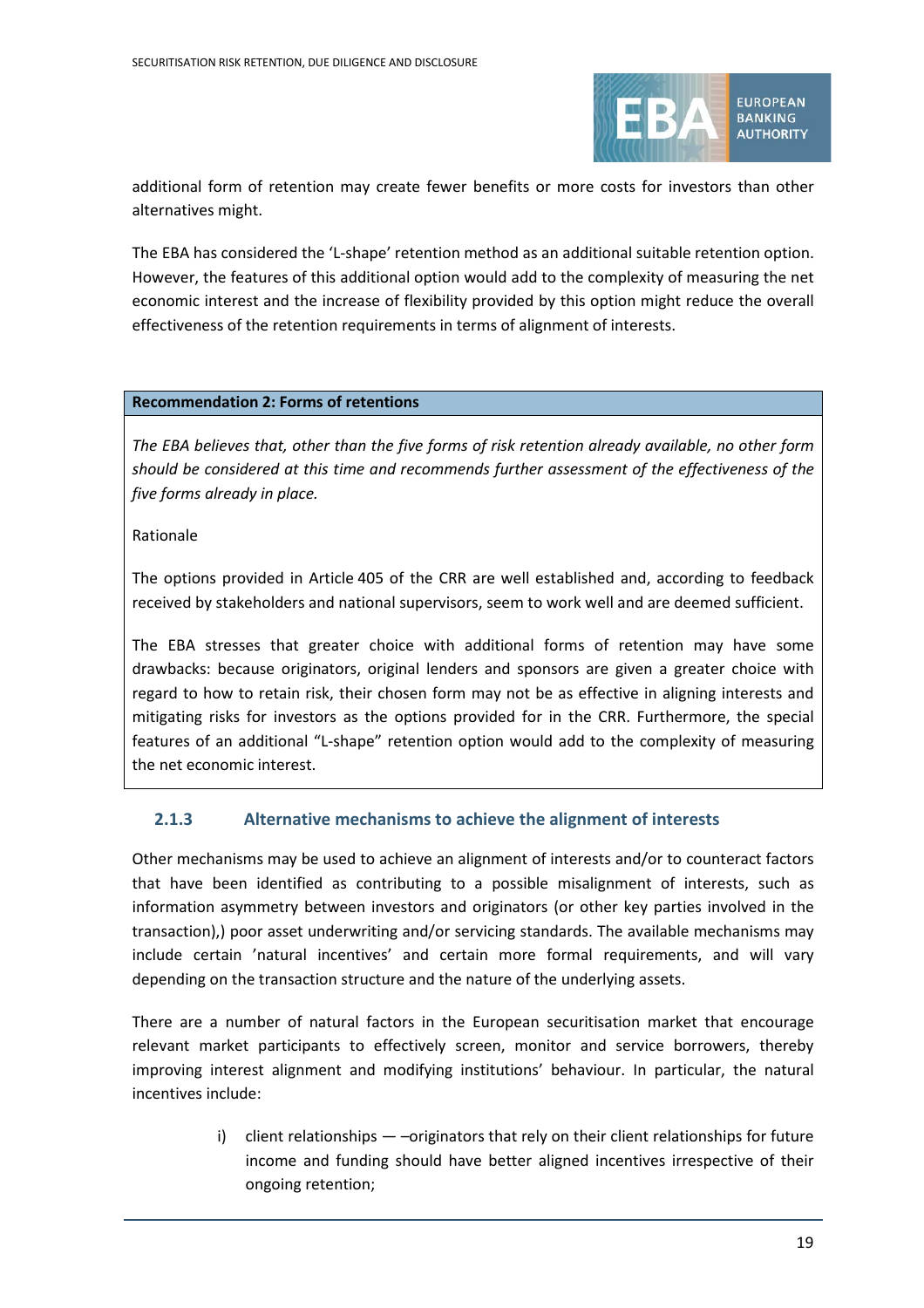additional form of retention may create fewer benefits or more costs for investors than other alternatives might.

The EBA has considered the 'L-shape' retention method as an additional suitable retention option. However, the features of this additional option would add to the complexity of measuring the net economic interest and the increase of flexibility provided by this option might reduce the overall effectiveness of the retention requirements in terms of alignment of interests.

**Recommendation 2: Forms of retentions**

*The EBA believes that, other than the five forms of risk retention already available, no other form should be considered at this time and recommends further assessment of the effectiveness of the five forms already in place.*

Rationale

The options provided in Article 405 of the CRR are well established and, according to feedback received by stakeholders and national supervisors, seem to work well and are deemed sufficient.

The EBA stresses that greater choice with additional forms of retention may have some drawbacks: because originators, original lenders and sponsors are given a greater choice with regard to how to retain risk, their chosen form may not be as effective in aligning interests and mitigating risks for investors as the options provided for in the CRR. Furthermore, the special features of an additional "L-shape" retention option would add to the complexity of measuring the net economic interest.

### 2.1.3 Alternative mechanisms to achieve the alignment of interests

Other mechanisms may be used to achieve an alignment of interests and/or to counteract factors that have been identified as contributing to a possible misalignment of interests, such as information asymmetry between investors and originators (or other key parties involved in the transaction),) poor asset underwriting and/or servicing standards. The available mechanisms may include certain 'natural incentives' and certain more formal requirements, and will vary depending on the transaction structure and the nature of the underlying assets.

There are a number of natural factors in the European securitisation market that encourage relevant market participants to effectively screen, monitor and service borrowers, thereby improving interest alignment and modifying institutions' behaviour. In particular, the natural incentives include:

i) client relationships — –originators that rely on their client relationships for future income and funding should have better aligned incentives irrespective of their ongoing retention;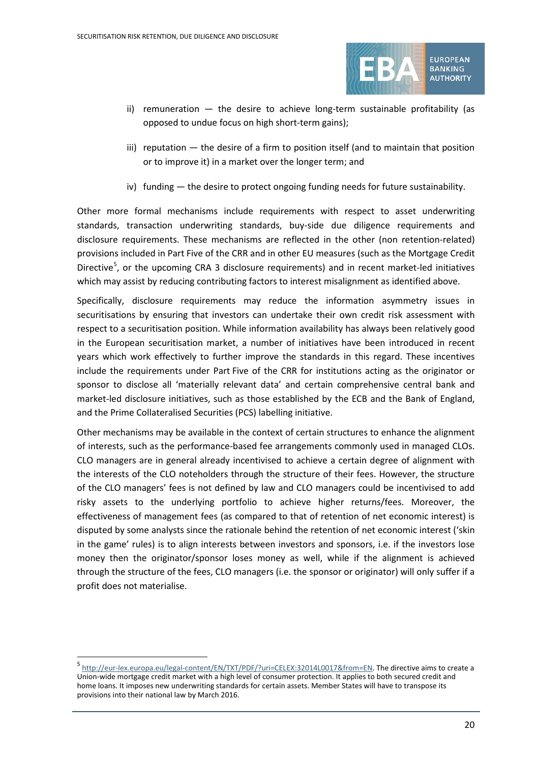ii) remuneration — the desire to achieve long-term sustainable profitability (as opposed to undue focus on high short-term gains);

iii) reputation — the desire of a firm to position itself (and to maintain that position or to improve it) in a market over the longer term; and

iv) funding — the desire to protect ongoing funding needs for future sustainability.

Other more formal mechanisms include requirements with respect to asset underwriting standards, transaction underwriting standards, buy-side due diligence requirements and disclosure requirements. These mechanisms are reflected in the other (non retention-related) provisions included in Part Five of the CRR and in other EU measures (such as the Mortgage Credit Directive[5], or the upcoming CRA 3 disclosure requirements) and in recent market-led initiatives which may assist by reducing contributing factors to interest misalignment as identified above.

Specifically, disclosure requirements may reduce the information asymmetry issues in securitisations by ensuring that investors can undertake their own credit risk assessment with respect to a securitisation position. While information availability has always been relatively good in the European securitisation market, a number of initiatives have been introduced in recent years which work effectively to further improve the standards in this regard. These incentives include the requirements under Part Five of the CRR for institutions acting as the originator or sponsor to disclose all 'materially relevant data' and certain comprehensive central bank and market-led disclosure initiatives, such as those established by the ECB and the Bank of England, and the Prime Collateralised Securities (PCS) labelling initiative.

Other mechanisms may be available in the context of certain structures to enhance the alignment of interests, such as the performance-based fee arrangements commonly used in managed CLOs. CLO managers are in general already incentivised to achieve a certain degree of alignment with the interests of the CLO noteholders through the structure of their fees. However, the structure of the CLO managers' fees is not defined by law and CLO managers could be incentivised to add risky assets to the underlying portfolio to achieve higher returns/fees. Moreover, the effectiveness of management fees (as compared to that of retention of net economic interest) is disputed by some analysts since the rationale behind the retention of net economic interest ('skin in the game' rules) is to align interests between investors and sponsors, i.e. if the investors lose money then the originator/sponsor loses money as well, while if the alignment is achieved through the structure of the fees, CLO managers (i.e. the sponsor or originator) will only suffer if a profit does not materialise.

---

[5] http://eur-lex.europa.eu/legal-content/EN/TXT/PDF/?uri=CELEX:32014L0017&from=EN. The directive aims to create a Union-wide mortgage credit market with a high level of consumer protection. It applies to both secured credit and home loans. It imposes new underwriting standards for certain assets. Member States will have to transpose its provisions into their national law by March 2016.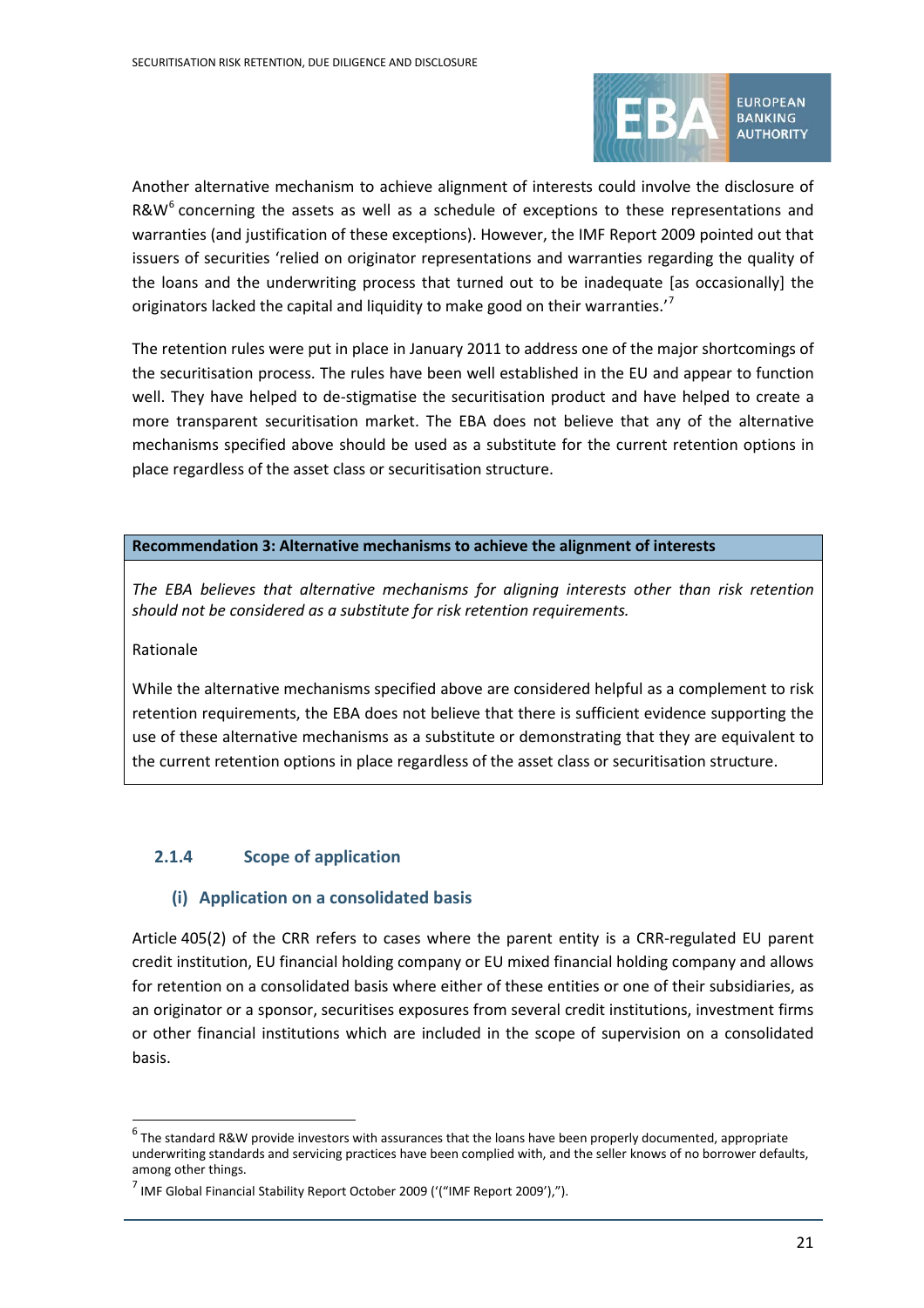Another alternative mechanism to achieve alignment of interests could involve the disclosure of R&W[6] concerning the assets as well as a schedule of exceptions to these representations and warranties (and justification of these exceptions). However, the IMF Report 2009 pointed out that issuers of securities 'relied on originator representations and warranties regarding the quality of the loans and the underwriting process that turned out to be inadequate [as occasionally] the originators lacked the capital and liquidity to make good on their warranties.'[7]

The retention rules were put in place in January 2011 to address one of the major shortcomings of the securitisation process. The rules have been well established in the EU and appear to function well. They have helped to de-stigmatise the securitisation product and have helped to create a more transparent securitisation market. The EBA does not believe that any of the alternative mechanisms specified above should be used as a substitute for the current retention options in place regardless of the asset class or securitisation structure.

**Recommendation 3: Alternative mechanisms to achieve the alignment of interests**

*The EBA believes that alternative mechanisms for aligning interests other than risk retention should not be considered as a substitute for risk retention requirements.*

Rationale

While the alternative mechanisms specified above are considered helpful as a complement to risk retention requirements, the EBA does not believe that there is sufficient evidence supporting the use of these alternative mechanisms as a substitute or demonstrating that they are equivalent to the current retention options in place regardless of the asset class or securitisation structure.

### 2.1.4 Scope of application

#### (i) Application on a consolidated basis

Article 405(2) of the CRR refers to cases where the parent entity is a CRR-regulated EU parent credit institution, EU financial holding company or EU mixed financial holding company and allows for retention on a consolidated basis where either of these entities or one of their subsidiaries, as an originator or a sponsor, securitises exposures from several credit institutions, investment firms or other financial institutions which are included in the scope of supervision on a consolidated basis.

[6] The standard R&W provide investors with assurances that the loans have been properly documented, appropriate underwriting standards and servicing practices have been complied with, and the seller knows of no borrower defaults, among other things.

[7] IMF Global Financial Stability Report October 2009 ('("IMF Report 2009'),").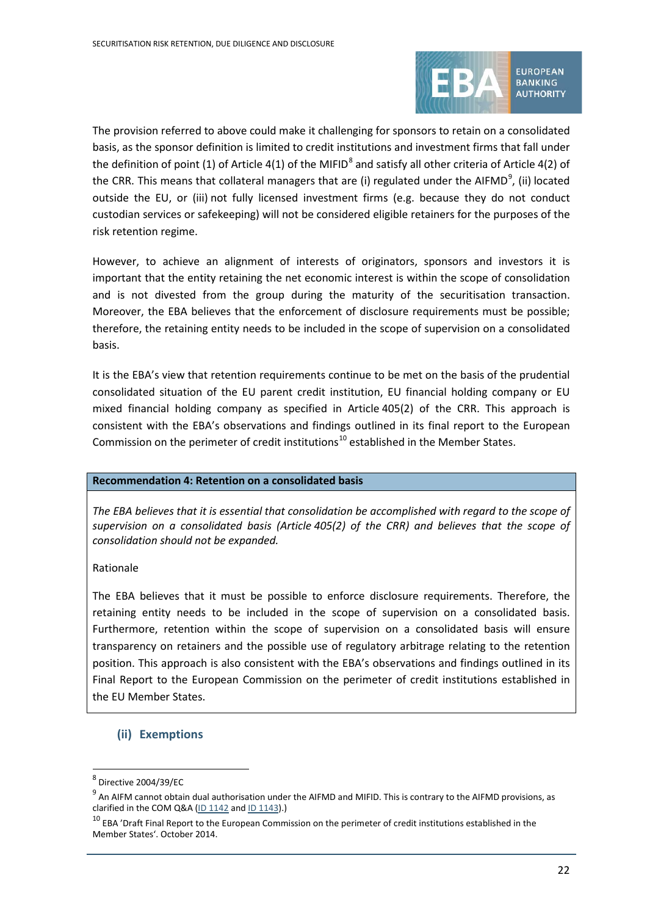The provision referred to above could make it challenging for sponsors to retain on a consolidated basis, as the sponsor definition is limited to credit institutions and investment firms that fall under the definition of point (1) of Article 4(1) of the MIFID[8] and satisfy all other criteria of Article 4(2) of the CRR. This means that collateral managers that are (i) regulated under the AIFMD[9], (ii) located outside the EU, or (iii) not fully licensed investment firms (e.g. because they do not conduct custodian services or safekeeping) will not be considered eligible retainers for the purposes of the risk retention regime.

However, to achieve an alignment of interests of originators, sponsors and investors it is important that the entity retaining the net economic interest is within the scope of consolidation and is not divested from the group during the maturity of the securitisation transaction. Moreover, the EBA believes that the enforcement of disclosure requirements must be possible; therefore, the retaining entity needs to be included in the scope of supervision on a consolidated basis.

It is the EBA's view that retention requirements continue to be met on the basis of the prudential consolidated situation of the EU parent credit institution, EU financial holding company or EU mixed financial holding company as specified in Article 405(2) of the CRR. This approach is consistent with the EBA's observations and findings outlined in its final report to the European Commission on the perimeter of credit institutions[10] established in the Member States.

**Recommendation 4: Retention on a consolidated basis**

*The EBA believes that it is essential that consolidation be accomplished with regard to the scope of supervision on a consolidated basis (Article 405(2) of the CRR) and believes that the scope of consolidation should not be expanded.*

Rationale

The EBA believes that it must be possible to enforce disclosure requirements. Therefore, the retaining entity needs to be included in the scope of supervision on a consolidated basis. Furthermore, retention within the scope of supervision on a consolidated basis will ensure transparency on retainers and the possible use of regulatory arbitrage relating to the retention position. This approach is also consistent with the EBA's observations and findings outlined in its Final Report to the European Commission on the perimeter of credit institutions established in the EU Member States.

### (ii) Exemptions

[8] Directive 2004/39/EC

[9] An AIFM cannot obtain dual authorisation under the AIFMD and MIFID. This is contrary to the AIFMD provisions, as clarified in the COM Q&A (ID 1142 and ID 1143).)

[10] EBA 'Draft Final Report to the European Commission on the perimeter of credit institutions established in the Member States'. October 2014.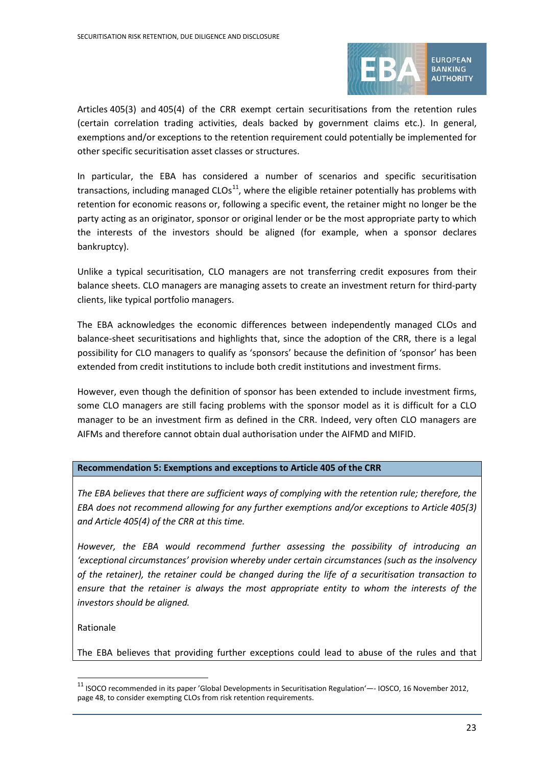Articles 405(3) and 405(4) of the CRR exempt certain securitisations from the retention rules (certain correlation trading activities, deals backed by government claims etc.). In general, exemptions and/or exceptions to the retention requirement could potentially be implemented for other specific securitisation asset classes or structures.

In particular, the EBA has considered a number of scenarios and specific securitisation transactions, including managed CLOs[11], where the eligible retainer potentially has problems with retention for economic reasons or, following a specific event, the retainer might no longer be the party acting as an originator, sponsor or original lender or be the most appropriate party to which the interests of the investors should be aligned (for example, when a sponsor declares bankruptcy).

Unlike a typical securitisation, CLO managers are not transferring credit exposures from their balance sheets. CLO managers are managing assets to create an investment return for third-party clients, like typical portfolio managers.

The EBA acknowledges the economic differences between independently managed CLOs and balance-sheet securitisations and highlights that, since the adoption of the CRR, there is a legal possibility for CLO managers to qualify as 'sponsors' because the definition of 'sponsor' has been extended from credit institutions to include both credit institutions and investment firms.

However, even though the definition of sponsor has been extended to include investment firms, some CLO managers are still facing problems with the sponsor model as it is difficult for a CLO manager to be an investment firm as defined in the CRR. Indeed, very often CLO managers are AIFMs and therefore cannot obtain dual authorisation under the AIFMD and MIFID.

**Recommendation 5: Exemptions and exceptions to Article 405 of the CRR**

*The EBA believes that there are sufficient ways of complying with the retention rule; therefore, the EBA does not recommend allowing for any further exemptions and/or exceptions to Article 405(3) and Article 405(4) of the CRR at this time.*

*However, the EBA would recommend further assessing the possibility of introducing an 'exceptional circumstances' provision whereby under certain circumstances (such as the insolvency of the retainer), the retainer could be changed during the life of a securitisation transaction to ensure that the retainer is always the most appropriate entity to whom the interests of the investors should be aligned.*

Rationale

The EBA believes that providing further exceptions could lead to abuse of the rules and that

[11] ISOCO recommended in its paper 'Global Developments in Securitisation Regulation'—- IOSCO, 16 November 2012, page 48, to consider exempting CLOs from risk retention requirements.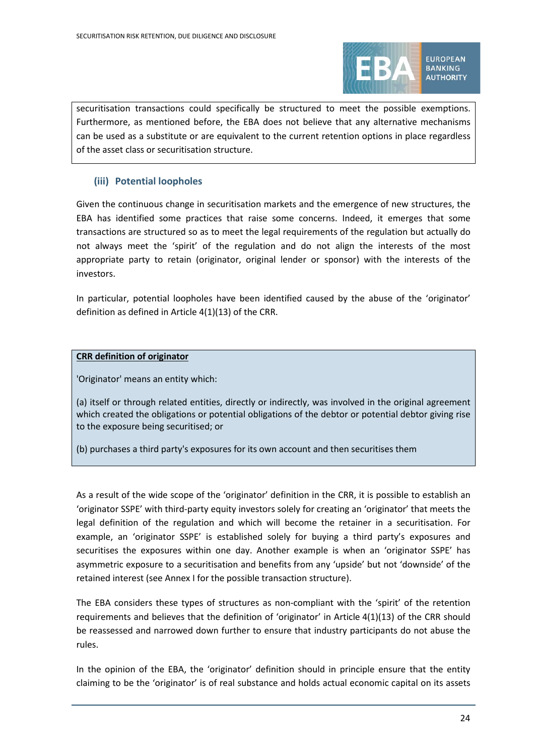securitisation transactions could specifically be structured to meet the possible exemptions. Furthermore, as mentioned before, the EBA does not believe that any alternative mechanisms can be used as a substitute or are equivalent to the current retention options in place regardless of the asset class or securitisation structure.

### (iii) Potential loopholes

Given the continuous change in securitisation markets and the emergence of new structures, the EBA has identified some practices that raise some concerns. Indeed, it emerges that some transactions are structured so as to meet the legal requirements of the regulation but actually do not always meet the 'spirit' of the regulation and do not align the interests of the most appropriate party to retain (originator, original lender or sponsor) with the interests of the investors.

In particular, potential loopholes have been identified caused by the abuse of the 'originator' definition as defined in Article 4(1)(13) of the CRR.

**CRR definition of originator**

'Originator' means an entity which:

(a) itself or through related entities, directly or indirectly, was involved in the original agreement which created the obligations or potential obligations of the debtor or potential debtor giving rise to the exposure being securitised; or

(b) purchases a third party's exposures for its own account and then securitises them

As a result of the wide scope of the 'originator' definition in the CRR, it is possible to establish an 'originator SSPE' with third-party equity investors solely for creating an 'originator' that meets the legal definition of the regulation and which will become the retainer in a securitisation. For example, an 'originator SSPE' is established solely for buying a third party's exposures and securitises the exposures within one day. Another example is when an 'originator SSPE' has asymmetric exposure to a securitisation and benefits from any 'upside' but not 'downside' of the retained interest (see Annex I for the possible transaction structure).

The EBA considers these types of structures as non-compliant with the 'spirit' of the retention requirements and believes that the definition of 'originator' in Article 4(1)(13) of the CRR should be reassessed and narrowed down further to ensure that industry participants do not abuse the rules.

In the opinion of the EBA, the 'originator' definition should in principle ensure that the entity claiming to be the 'originator' is of real substance and holds actual economic capital on its assets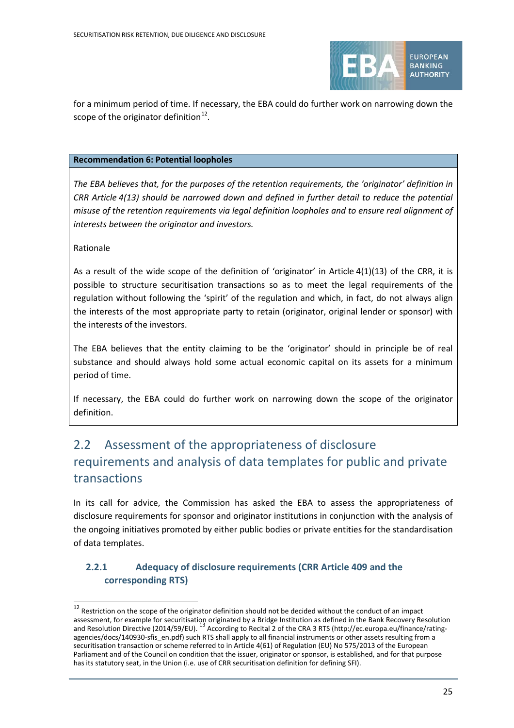for a minimum period of time. If necessary, the EBA could do further work on narrowing down the scope of the originator definition[12].

**Recommendation 6: Potential loopholes**

*The EBA believes that, for the purposes of the retention requirements, the 'originator' definition in CRR Article 4(13) should be narrowed down and defined in further detail to reduce the potential misuse of the retention requirements via legal definition loopholes and to ensure real alignment of interests between the originator and investors.*

Rationale

As a result of the wide scope of the definition of 'originator' in Article 4(1)(13) of the CRR, it is possible to structure securitisation transactions so as to meet the legal requirements of the regulation without following the 'spirit' of the regulation and which, in fact, do not always align the interests of the most appropriate party to retain (originator, original lender or sponsor) with the interests of the investors.

The EBA believes that the entity claiming to be the 'originator' should in principle be of real substance and should always hold some actual economic capital on its assets for a minimum period of time.

If necessary, the EBA could do further work on narrowing down the scope of the originator definition.

## 2.2 Assessment of the appropriateness of disclosure requirements and analysis of data templates for public and private transactions

In its call for advice, the Commission has asked the EBA to assess the appropriateness of disclosure requirements for sponsor and originator institutions in conjunction with the analysis of the ongoing initiatives promoted by either public bodies or private entities for the standardisation of data templates.

### 2.2.1 Adequacy of disclosure requirements (CRR Article 409 and the corresponding RTS)

[12] Restriction on the scope of the originator definition should not be decided without the conduct of an impact assessment, for example for securitisation originated by a Bridge Institution as defined in the Bank Recovery Resolution and Resolution Directive (2014/59/EU). [13] According to Recital 2 of the CRA 3 RTS (http://ec.europa.eu/finance/rating-agencies/docs/140930-sfis_en.pdf) such RTS shall apply to all financial instruments or other assets resulting from a securitisation transaction or scheme referred to in Article 4(61) of Regulation (EU) No 575/2013 of the European Parliament and of the Council on condition that the issuer, originator or sponsor, is established, and for that purpose has its statutory seat, in the Union (i.e. use of CRR securitisation definition for defining SFI).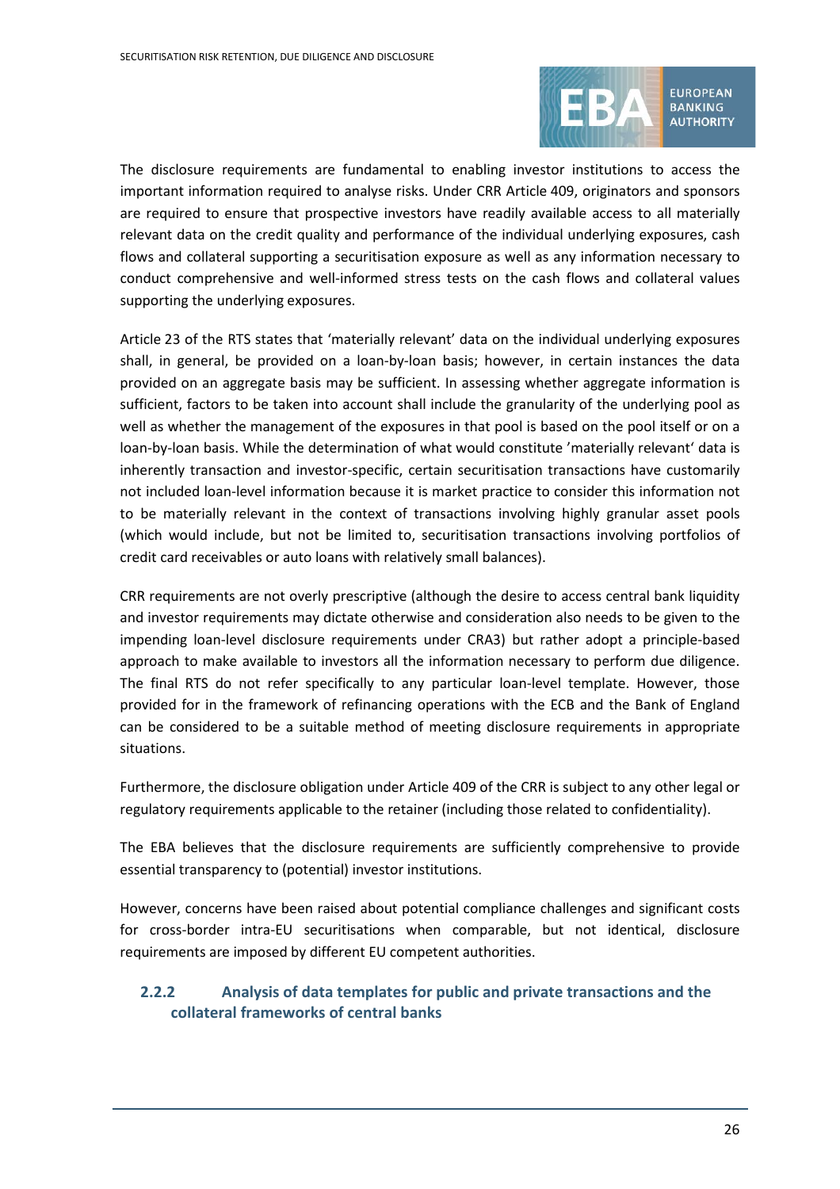The disclosure requirements are fundamental to enabling investor institutions to access the important information required to analyse risks. Under CRR Article 409, originators and sponsors are required to ensure that prospective investors have readily available access to all materially relevant data on the credit quality and performance of the individual underlying exposures, cash flows and collateral supporting a securitisation exposure as well as any information necessary to conduct comprehensive and well-informed stress tests on the cash flows and collateral values supporting the underlying exposures.

Article 23 of the RTS states that 'materially relevant' data on the individual underlying exposures shall, in general, be provided on a loan-by-loan basis; however, in certain instances the data provided on an aggregate basis may be sufficient. In assessing whether aggregate information is sufficient, factors to be taken into account shall include the granularity of the underlying pool as well as whether the management of the exposures in that pool is based on the pool itself or on a loan-by-loan basis. While the determination of what would constitute 'materially relevant' data is inherently transaction and investor-specific, certain securitisation transactions have customarily not included loan-level information because it is market practice to consider this information not to be materially relevant in the context of transactions involving highly granular asset pools (which would include, but not be limited to, securitisation transactions involving portfolios of credit card receivables or auto loans with relatively small balances).

CRR requirements are not overly prescriptive (although the desire to access central bank liquidity and investor requirements may dictate otherwise and consideration also needs to be given to the impending loan-level disclosure requirements under CRA3) but rather adopt a principle-based approach to make available to investors all the information necessary to perform due diligence. The final RTS do not refer specifically to any particular loan-level template. However, those provided for in the framework of refinancing operations with the ECB and the Bank of England can be considered to be a suitable method of meeting disclosure requirements in appropriate situations.

Furthermore, the disclosure obligation under Article 409 of the CRR is subject to any other legal or regulatory requirements applicable to the retainer (including those related to confidentiality).

The EBA believes that the disclosure requirements are sufficiently comprehensive to provide essential transparency to (potential) investor institutions.

However, concerns have been raised about potential compliance challenges and significant costs for cross-border intra-EU securitisations when comparable, but not identical, disclosure requirements are imposed by different EU competent authorities.

### 2.2.2 Analysis of data templates for public and private transactions and the collateral frameworks of central banks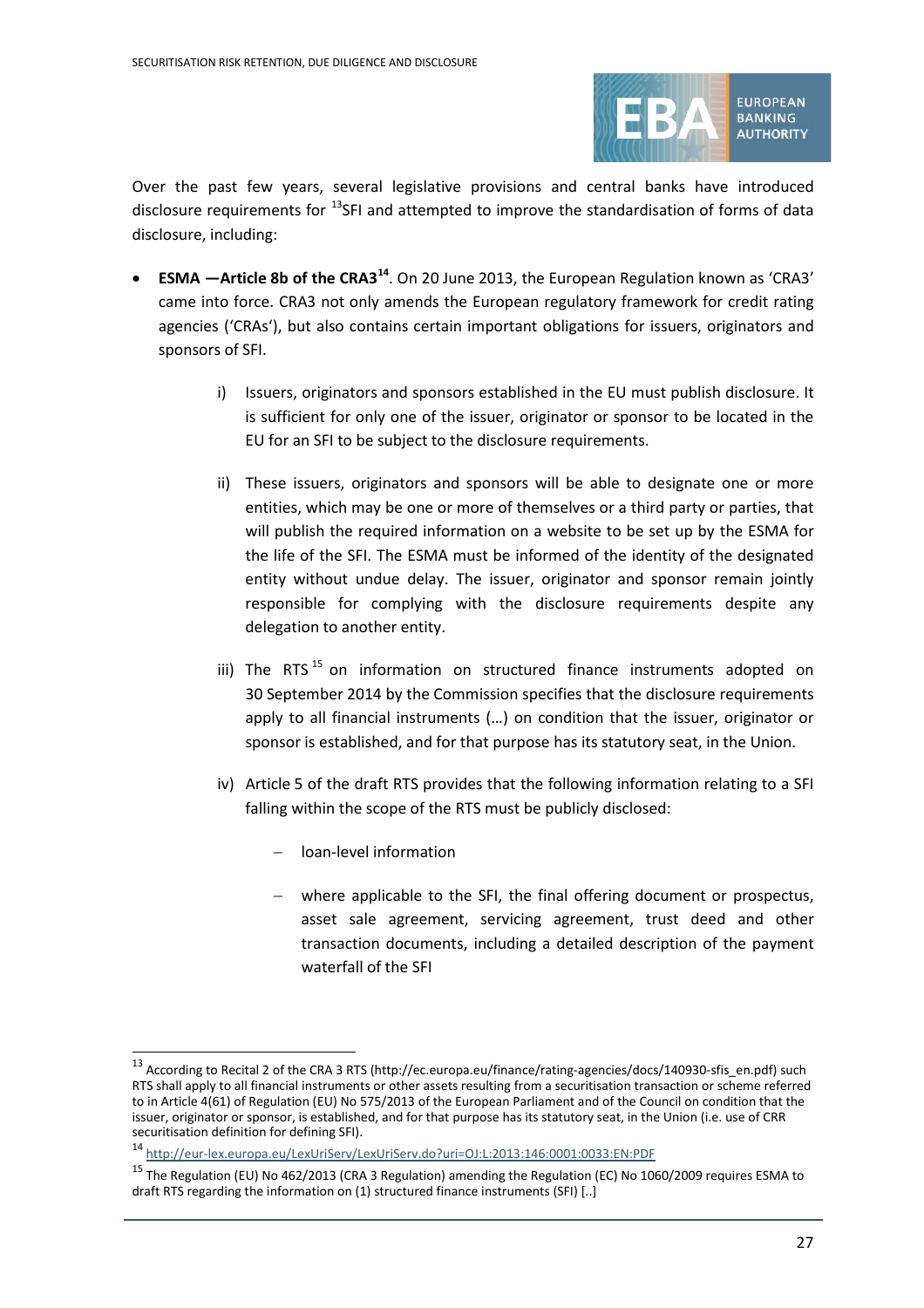Over the past few years, several legislative provisions and central banks have introduced disclosure requirements for [13]SFI and attempted to improve the standardisation of forms of data disclosure, including:

- **ESMA —Article 8b of the CRA3**[14]. On 20 June 2013, the European Regulation known as 'CRA3' came into force. CRA3 not only amends the European regulatory framework for credit rating agencies ('CRAs'), but also contains certain important obligations for issuers, originators and sponsors of SFI.

  i) Issuers, originators and sponsors established in the EU must publish disclosure. It is sufficient for only one of the issuer, originator or sponsor to be located in the EU for an SFI to be subject to the disclosure requirements.

  ii) These issuers, originators and sponsors will be able to designate one or more entities, which may be one or more of themselves or a third party or parties, that will publish the required information on a website to be set up by the ESMA for the life of the SFI. The ESMA must be informed of the identity of the designated entity without undue delay. The issuer, originator and sponsor remain jointly responsible for complying with the disclosure requirements despite any delegation to another entity.

  iii) The RTS [15] on information on structured finance instruments adopted on 30 September 2014 by the Commission specifies that the disclosure requirements apply to all financial instruments (…) on condition that the issuer, originator or sponsor is established, and for that purpose has its statutory seat, in the Union.

  iv) Article 5 of the draft RTS provides that the following information relating to a SFI falling within the scope of the RTS must be publicly disclosed:

     - loan-level information

     - where applicable to the SFI, the final offering document or prospectus, asset sale agreement, servicing agreement, trust deed and other transaction documents, including a detailed description of the payment waterfall of the SFI

---

[13] According to Recital 2 of the CRA 3 RTS (http://ec.europa.eu/finance/rating-agencies/docs/140930-sfis_en.pdf) such RTS shall apply to all financial instruments or other assets resulting from a securitisation transaction or scheme referred to in Article 4(61) of Regulation (EU) No 575/2013 of the European Parliament and of the Council on condition that the issuer, originator or sponsor, is established, and for that purpose has its statutory seat, in the Union (i.e. use of CRR securitisation definition for defining SFI).

[14] http://eur-lex.europa.eu/LexUriServ/LexUriServ.do?uri=OJ:L:2013:146:0001:0033:EN:PDF

[15] The Regulation (EU) No 462/2013 (CRA 3 Regulation) amending the Regulation (EC) No 1060/2009 requires ESMA to draft RTS regarding the information on (1) structured finance instruments (SFI) [..]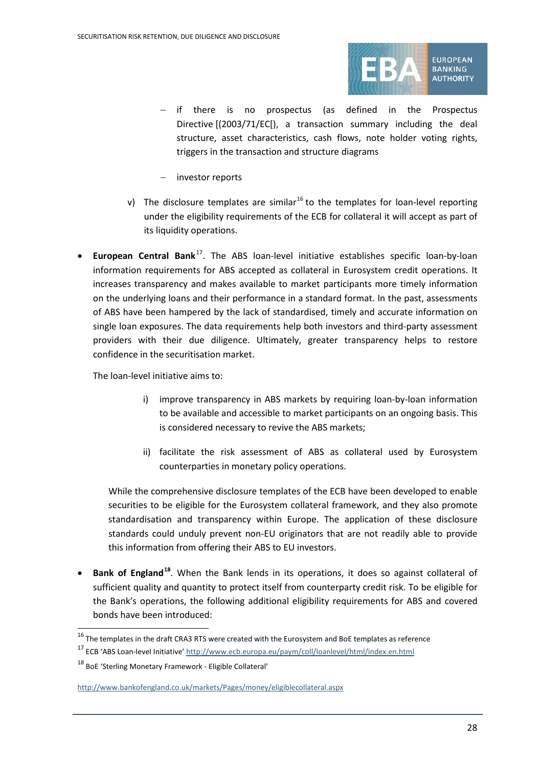- if there is no prospectus (as defined in the Prospectus Directive [(2003/71/EC[), a transaction summary including the deal structure, asset characteristics, cash flows, note holder voting rights, triggers in the transaction and structure diagrams

  - investor reports

v) The disclosure templates are similar[16] to the templates for loan-level reporting under the eligibility requirements of the ECB for collateral it will accept as part of its liquidity operations.

- **European Central Bank**[17]. The ABS loan-level initiative establishes specific loan-by-loan information requirements for ABS accepted as collateral in Eurosystem credit operations. It increases transparency and makes available to market participants more timely information on the underlying loans and their performance in a standard format. In the past, assessments of ABS have been hampered by the lack of standardised, timely and accurate information on single loan exposures. The data requirements help both investors and third-party assessment providers with their due diligence. Ultimately, greater transparency helps to restore confidence in the securitisation market.

  The loan-level initiative aims to:

  i) improve transparency in ABS markets by requiring loan-by-loan information to be available and accessible to market participants on an ongoing basis. This is considered necessary to revive the ABS markets;

  ii) facilitate the risk assessment of ABS as collateral used by Eurosystem counterparties in monetary policy operations.

  While the comprehensive disclosure templates of the ECB have been developed to enable securities to be eligible for the Eurosystem collateral framework, and they also promote standardisation and transparency within Europe. The application of these disclosure standards could unduly prevent non-EU originators that are not readily able to provide this information from offering their ABS to EU investors.

- **Bank of England**[18]. When the Bank lends in its operations, it does so against collateral of sufficient quality and quantity to protect itself from counterparty credit risk. To be eligible for the Bank's operations, the following additional eligibility requirements for ABS and covered bonds have been introduced:

---

[16] The templates in the draft CRA3 RTS were created with the Eurosystem and BoE templates as reference

[17] ECB 'ABS Loan-level Initiative' http://www.ecb.europa.eu/paym/coll/loanlevel/html/index.en.html

[18] BoE 'Sterling Monetary Framework - Eligible Collateral'

http://www.bankofengland.co.uk/markets/Pages/money/eligiblecollateral.aspx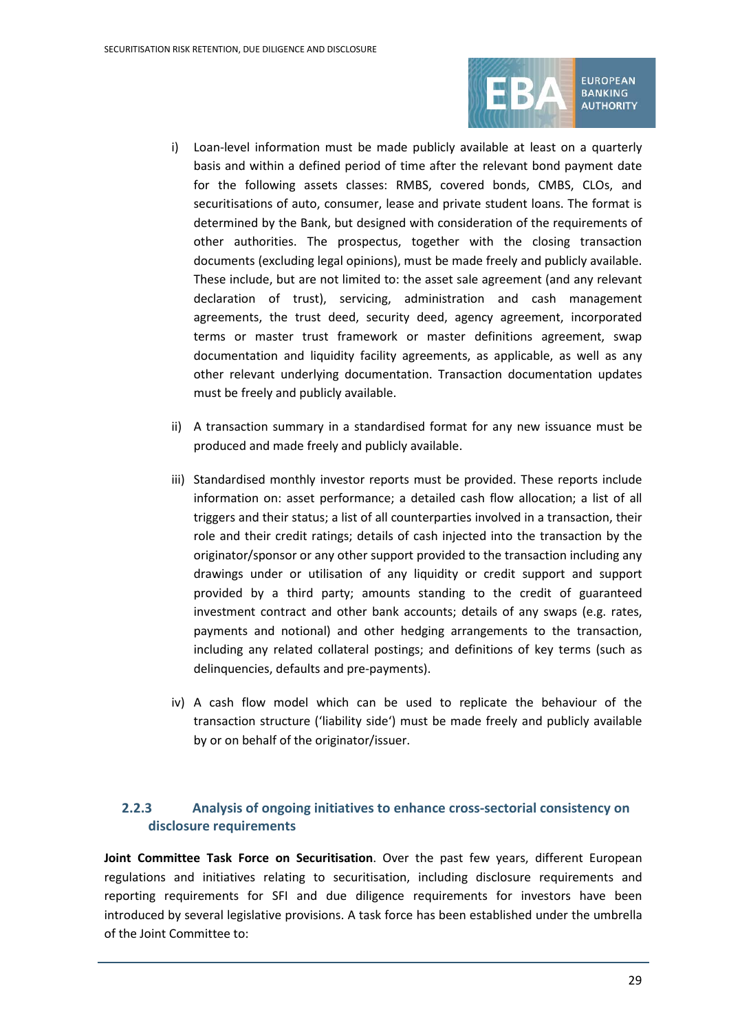i) Loan-level information must be made publicly available at least on a quarterly basis and within a defined period of time after the relevant bond payment date for the following assets classes: RMBS, covered bonds, CMBS, CLOs, and securitisations of auto, consumer, lease and private student loans. The format is determined by the Bank, but designed with consideration of the requirements of other authorities. The prospectus, together with the closing transaction documents (excluding legal opinions), must be made freely and publicly available. These include, but are not limited to: the asset sale agreement (and any relevant declaration of trust), servicing, administration and cash management agreements, the trust deed, security deed, agency agreement, incorporated terms or master trust framework or master definitions agreement, swap documentation and liquidity facility agreements, as applicable, as well as any other relevant underlying documentation. Transaction documentation updates must be freely and publicly available.

ii) A transaction summary in a standardised format for any new issuance must be produced and made freely and publicly available.

iii) Standardised monthly investor reports must be provided. These reports include information on: asset performance; a detailed cash flow allocation; a list of all triggers and their status; a list of all counterparties involved in a transaction, their role and their credit ratings; details of cash injected into the transaction by the originator/sponsor or any other support provided to the transaction including any drawings under or utilisation of any liquidity or credit support and support provided by a third party; amounts standing to the credit of guaranteed investment contract and other bank accounts; details of any swaps (e.g. rates, payments and notional) and other hedging arrangements to the transaction, including any related collateral postings; and definitions of key terms (such as delinquencies, defaults and pre-payments).

iv) A cash flow model which can be used to replicate the behaviour of the transaction structure ('liability side') must be made freely and publicly available by or on behalf of the originator/issuer.

### 2.2.3 Analysis of ongoing initiatives to enhance cross-sectorial consistency on disclosure requirements

**Joint Committee Task Force on Securitisation**. Over the past few years, different European regulations and initiatives relating to securitisation, including disclosure requirements and reporting requirements for SFI and due diligence requirements for investors have been introduced by several legislative provisions. A task force has been established under the umbrella of the Joint Committee to: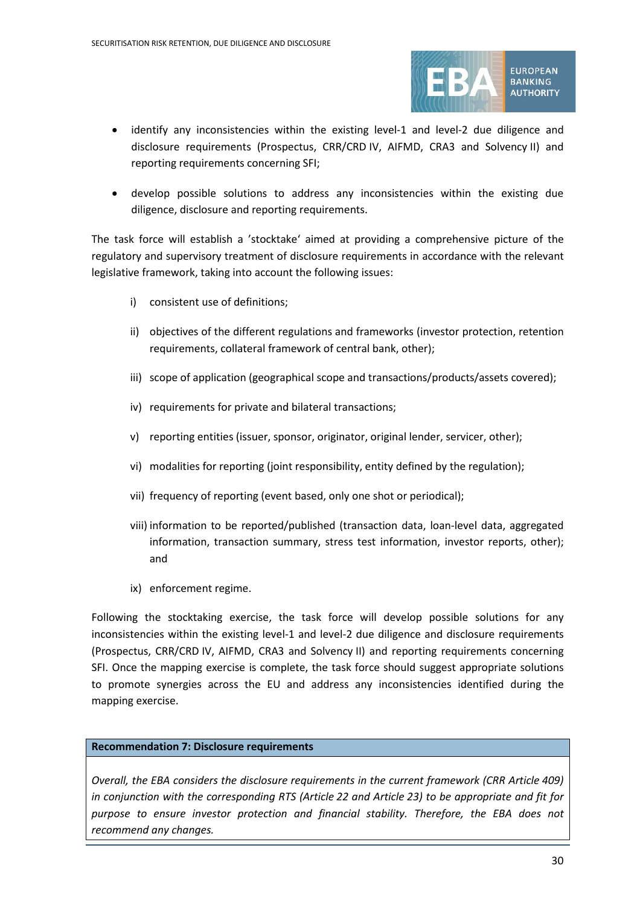- identify any inconsistencies within the existing level-1 and level-2 due diligence and disclosure requirements (Prospectus, CRR/CRD IV, AIFMD, CRA3 and Solvency II) and reporting requirements concerning SFI;
- develop possible solutions to address any inconsistencies within the existing due diligence, disclosure and reporting requirements.

The task force will establish a 'stocktake' aimed at providing a comprehensive picture of the regulatory and supervisory treatment of disclosure requirements in accordance with the relevant legislative framework, taking into account the following issues:

i) consistent use of definitions;

ii) objectives of the different regulations and frameworks (investor protection, retention requirements, collateral framework of central bank, other);

iii) scope of application (geographical scope and transactions/products/assets covered);

iv) requirements for private and bilateral transactions;

v) reporting entities (issuer, sponsor, originator, original lender, servicer, other);

vi) modalities for reporting (joint responsibility, entity defined by the regulation);

vii) frequency of reporting (event based, only one shot or periodical);

viii) information to be reported/published (transaction data, loan-level data, aggregated information, transaction summary, stress test information, investor reports, other); and

ix) enforcement regime.

Following the stocktaking exercise, the task force will develop possible solutions for any inconsistencies within the existing level-1 and level-2 due diligence and disclosure requirements (Prospectus, CRR/CRD IV, AIFMD, CRA3 and Solvency II) and reporting requirements concerning SFI. Once the mapping exercise is complete, the task force should suggest appropriate solutions to promote synergies across the EU and address any inconsistencies identified during the mapping exercise.

| **Recommendation 7: Disclosure requirements** |
| --- |
| *Overall, the EBA considers the disclosure requirements in the current framework (CRR Article 409) in conjunction with the corresponding RTS (Article 22 and Article 23) to be appropriate and fit for purpose to ensure investor protection and financial stability. Therefore, the EBA does not recommend any changes.* |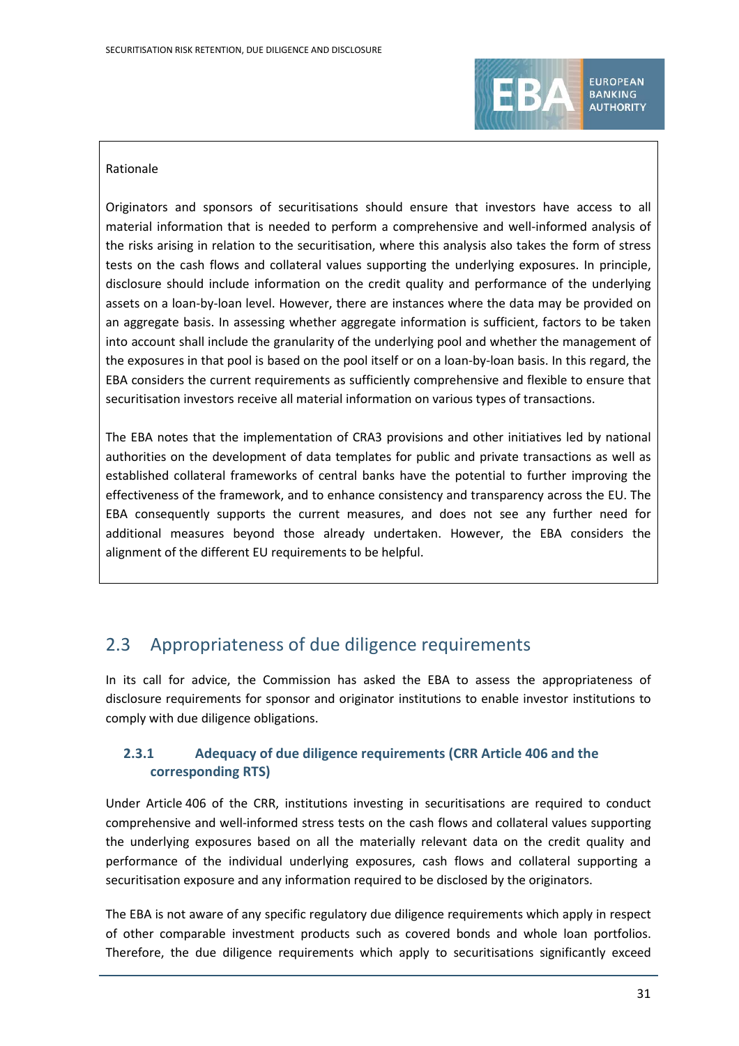Rationale

Originators and sponsors of securitisations should ensure that investors have access to all material information that is needed to perform a comprehensive and well-informed analysis of the risks arising in relation to the securitisation, where this analysis also takes the form of stress tests on the cash flows and collateral values supporting the underlying exposures. In principle, disclosure should include information on the credit quality and performance of the underlying assets on a loan-by-loan level. However, there are instances where the data may be provided on an aggregate basis. In assessing whether aggregate information is sufficient, factors to be taken into account shall include the granularity of the underlying pool and whether the management of the exposures in that pool is based on the pool itself or on a loan-by-loan basis. In this regard, the EBA considers the current requirements as sufficiently comprehensive and flexible to ensure that securitisation investors receive all material information on various types of transactions.

The EBA notes that the implementation of CRA3 provisions and other initiatives led by national authorities on the development of data templates for public and private transactions as well as established collateral frameworks of central banks have the potential to further improving the effectiveness of the framework, and to enhance consistency and transparency across the EU. The EBA consequently supports the current measures, and does not see any further need for additional measures beyond those already undertaken. However, the EBA considers the alignment of the different EU requirements to be helpful.

## 2.3 Appropriateness of due diligence requirements

In its call for advice, the Commission has asked the EBA to assess the appropriateness of disclosure requirements for sponsor and originator institutions to enable investor institutions to comply with due diligence obligations.

### 2.3.1 Adequacy of due diligence requirements (CRR Article 406 and the corresponding RTS)

Under Article 406 of the CRR, institutions investing in securitisations are required to conduct comprehensive and well-informed stress tests on the cash flows and collateral values supporting the underlying exposures based on all the materially relevant data on the credit quality and performance of the individual underlying exposures, cash flows and collateral supporting a securitisation exposure and any information required to be disclosed by the originators.

The EBA is not aware of any specific regulatory due diligence requirements which apply in respect of other comparable investment products such as covered bonds and whole loan portfolios. Therefore, the due diligence requirements which apply to securitisations significantly exceed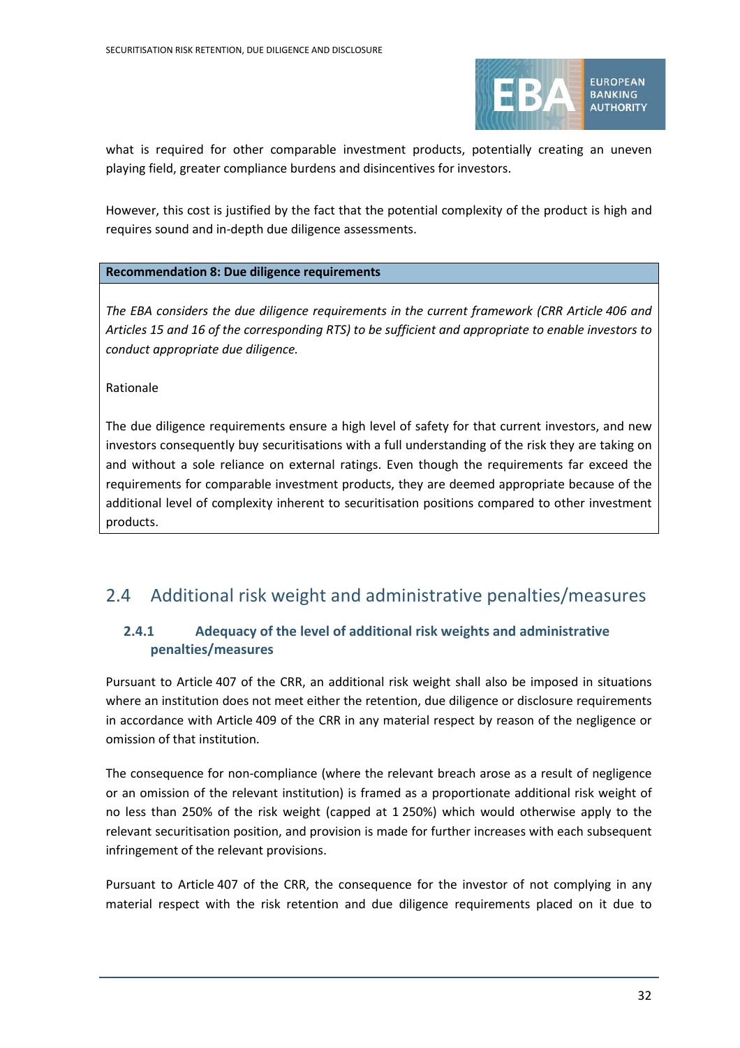what is required for other comparable investment products, potentially creating an uneven playing field, greater compliance burdens and disincentives for investors.

However, this cost is justified by the fact that the potential complexity of the product is high and requires sound and in-depth due diligence assessments.

**Recommendation 8: Due diligence requirements**

*The EBA considers the due diligence requirements in the current framework (CRR Article 406 and Articles 15 and 16 of the corresponding RTS) to be sufficient and appropriate to enable investors to conduct appropriate due diligence.*

Rationale

The due diligence requirements ensure a high level of safety for that current investors, and new investors consequently buy securitisations with a full understanding of the risk they are taking on and without a sole reliance on external ratings. Even though the requirements far exceed the requirements for comparable investment products, they are deemed appropriate because of the additional level of complexity inherent to securitisation positions compared to other investment products.

## 2.4 Additional risk weight and administrative penalties/measures

### 2.4.1 Adequacy of the level of additional risk weights and administrative penalties/measures

Pursuant to Article 407 of the CRR, an additional risk weight shall also be imposed in situations where an institution does not meet either the retention, due diligence or disclosure requirements in accordance with Article 409 of the CRR in any material respect by reason of the negligence or omission of that institution.

The consequence for non-compliance (where the relevant breach arose as a result of negligence or an omission of the relevant institution) is framed as a proportionate additional risk weight of no less than 250% of the risk weight (capped at 1 250%) which would otherwise apply to the relevant securitisation position, and provision is made for further increases with each subsequent infringement of the relevant provisions.

Pursuant to Article 407 of the CRR, the consequence for the investor of not complying in any material respect with the risk retention and due diligence requirements placed on it due to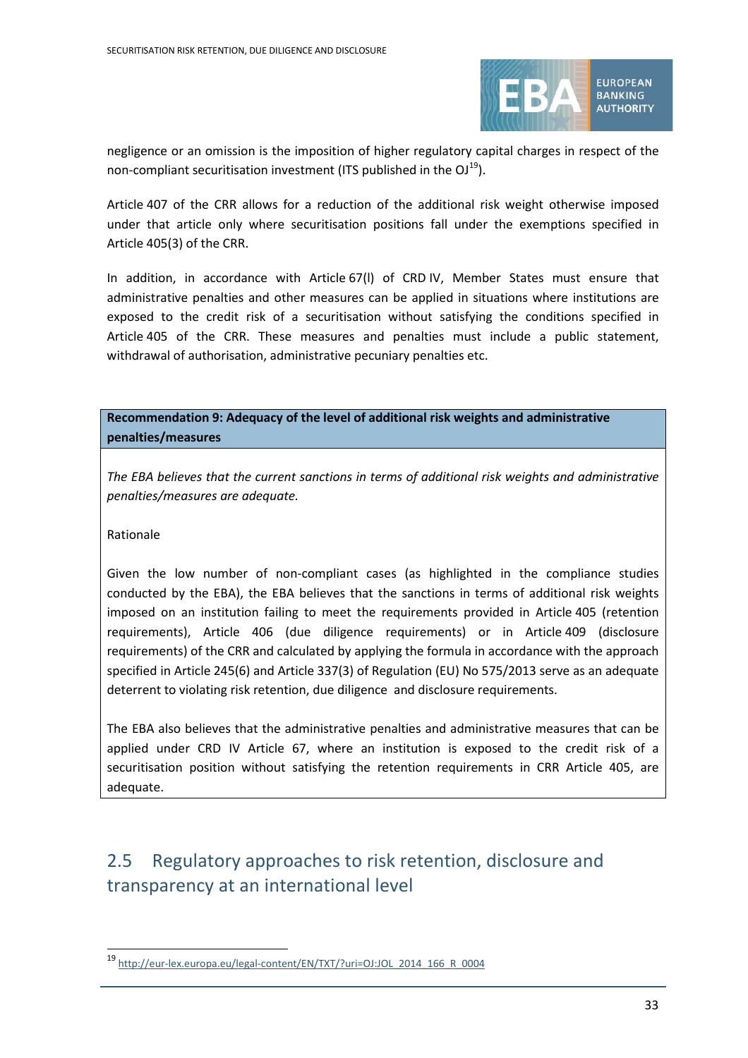negligence or an omission is the imposition of higher regulatory capital charges in respect of the non-compliant securitisation investment (ITS published in the OJ[19]).

Article 407 of the CRR allows for a reduction of the additional risk weight otherwise imposed under that article only where securitisation positions fall under the exemptions specified in Article 405(3) of the CRR.

In addition, in accordance with Article 67(l) of CRD IV, Member States must ensure that administrative penalties and other measures can be applied in situations where institutions are exposed to the credit risk of a securitisation without satisfying the conditions specified in Article 405 of the CRR. These measures and penalties must include a public statement, withdrawal of authorisation, administrative pecuniary penalties etc.

**Recommendation 9: Adequacy of the level of additional risk weights and administrative penalties/measures**

*The EBA believes that the current sanctions in terms of additional risk weights and administrative penalties/measures are adequate.*

Rationale

Given the low number of non-compliant cases (as highlighted in the compliance studies conducted by the EBA), the EBA believes that the sanctions in terms of additional risk weights imposed on an institution failing to meet the requirements provided in Article 405 (retention requirements), Article 406 (due diligence requirements) or in Article 409 (disclosure requirements) of the CRR and calculated by applying the formula in accordance with the approach specified in Article 245(6) and Article 337(3) of Regulation (EU) No 575/2013 serve as an adequate deterrent to violating risk retention, due diligence and disclosure requirements.

The EBA also believes that the administrative penalties and administrative measures that can be applied under CRD IV Article 67, where an institution is exposed to the credit risk of a securitisation position without satisfying the retention requirements in CRR Article 405, are adequate.

## 2.5 Regulatory approaches to risk retention, disclosure and transparency at an international level

[19] http://eur-lex.europa.eu/legal-content/EN/TXT/?uri=OJ:JOL_2014_166_R_0004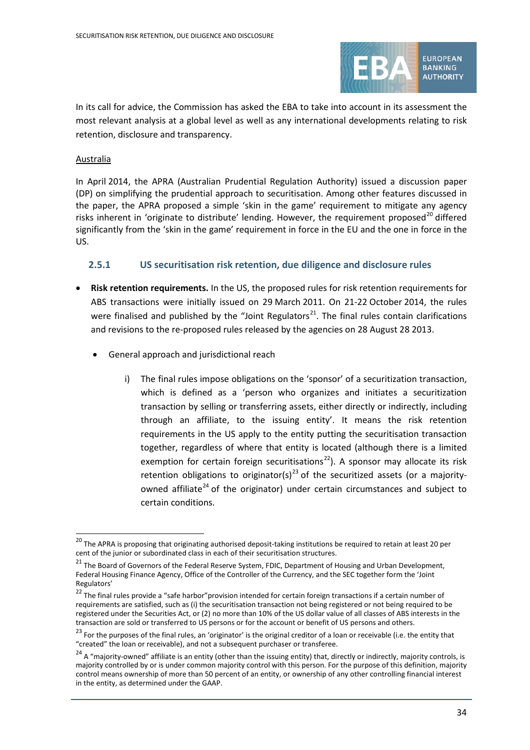In its call for advice, the Commission has asked the EBA to take into account in its assessment the most relevant analysis at a global level as well as any international developments relating to risk retention, disclosure and transparency.

Australia

In April 2014, the APRA (Australian Prudential Regulation Authority) issued a discussion paper (DP) on simplifying the prudential approach to securitisation. Among other features discussed in the paper, the APRA proposed a simple 'skin in the game' requirement to mitigate any agency risks inherent in 'originate to distribute' lending. However, the requirement proposed[20] differed significantly from the 'skin in the game' requirement in force in the EU and the one in force in the US.

### 2.5.1 US securitisation risk retention, due diligence and disclosure rules

- **Risk retention requirements.** In the US, the proposed rules for risk retention requirements for ABS transactions were initially issued on 29 March 2011. On 21-22 October 2014, the rules were finalised and published by the "Joint Regulators[21]. The final rules contain clarifications and revisions to the re-proposed rules released by the agencies on 28 August 28 2013.

  - General approach and jurisdictional reach

    i) The final rules impose obligations on the 'sponsor' of a securitization transaction, which is defined as a 'person who organizes and initiates a securitization transaction by selling or transferring assets, either directly or indirectly, including through an affiliate, to the issuing entity'. It means the risk retention requirements in the US apply to the entity putting the securitisation transaction together, regardless of where that entity is located (although there is a limited exemption for certain foreign securitisations[22]). A sponsor may allocate its risk retention obligations to originator(s)[23] of the securitized assets (or a majority-owned affiliate[24] of the originator) under certain circumstances and subject to certain conditions.

---

[20] The APRA is proposing that originating authorised deposit-taking institutions be required to retain at least 20 per cent of the junior or subordinated class in each of their securitisation structures.

[21] The Board of Governors of the Federal Reserve System, FDIC, Department of Housing and Urban Development, Federal Housing Finance Agency, Office of the Controller of the Currency, and the SEC together form the 'Joint Regulators'

[22] The final rules provide a "safe harbor"provision intended for certain foreign transactions if a certain number of requirements are satisfied, such as (i) the securitisation transaction not being registered or not being required to be registered under the Securities Act, or (2) no more than 10% of the US dollar value of all classes of ABS interests in the transaction are sold or transferred to US persons or for the account or benefit of US persons and others.

[23] For the purposes of the final rules, an 'originator' is the original creditor of a loan or receivable (i.e. the entity that "created" the loan or receivable), and not a subsequent purchaser or transferee.

[24] A "majority-owned" affiliate is an entity (other than the issuing entity) that, directly or indirectly, majority controls, is majority controlled by or is under common majority control with this person. For the purpose of this definition, majority control means ownership of more than 50 percent of an entity, or ownership of any other controlling financial interest in the entity, as determined under the GAAP.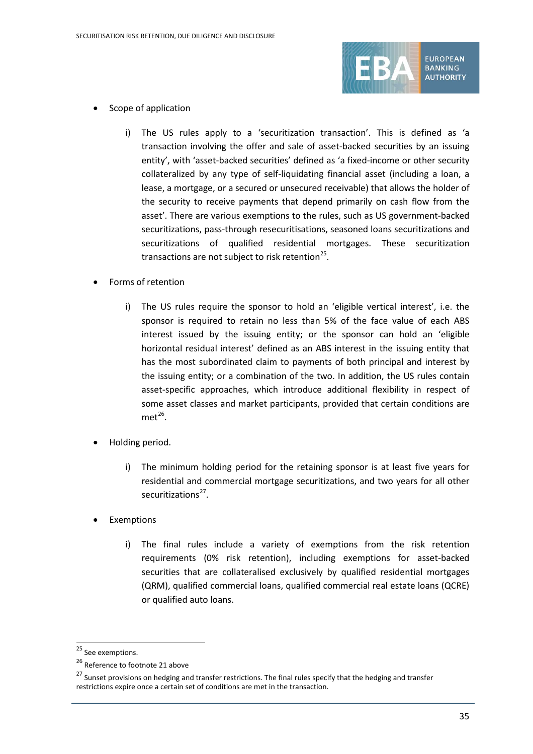- Scope of application

    i) The US rules apply to a 'securitization transaction'. This is defined as 'a transaction involving the offer and sale of asset-backed securities by an issuing entity', with 'asset-backed securities' defined as 'a fixed-income or other security collateralized by any type of self-liquidating financial asset (including a loan, a lease, a mortgage, or a secured or unsecured receivable) that allows the holder of the security to receive payments that depend primarily on cash flow from the asset'. There are various exemptions to the rules, such as US government-backed securitizations, pass-through resecuritisations, seasoned loans securitizations and securitizations of qualified residential mortgages. These securitization transactions are not subject to risk retention[25].

- Forms of retention

    i) The US rules require the sponsor to hold an 'eligible vertical interest', i.e. the sponsor is required to retain no less than 5% of the face value of each ABS interest issued by the issuing entity; or the sponsor can hold an 'eligible horizontal residual interest' defined as an ABS interest in the issuing entity that has the most subordinated claim to payments of both principal and interest by the issuing entity; or a combination of the two. In addition, the US rules contain asset-specific approaches, which introduce additional flexibility in respect of some asset classes and market participants, provided that certain conditions are met[26].

- Holding period.

    i) The minimum holding period for the retaining sponsor is at least five years for residential and commercial mortgage securitizations, and two years for all other securitizations[27].

- Exemptions

    i) The final rules include a variety of exemptions from the risk retention requirements (0% risk retention), including exemptions for asset-backed securities that are collateralised exclusively by qualified residential mortgages (QRM), qualified commercial loans, qualified commercial real estate loans (QCRE) or qualified auto loans.

---

[25] See exemptions.

[26] Reference to footnote 21 above

[27] Sunset provisions on hedging and transfer restrictions. The final rules specify that the hedging and transfer restrictions expire once a certain set of conditions are met in the transaction.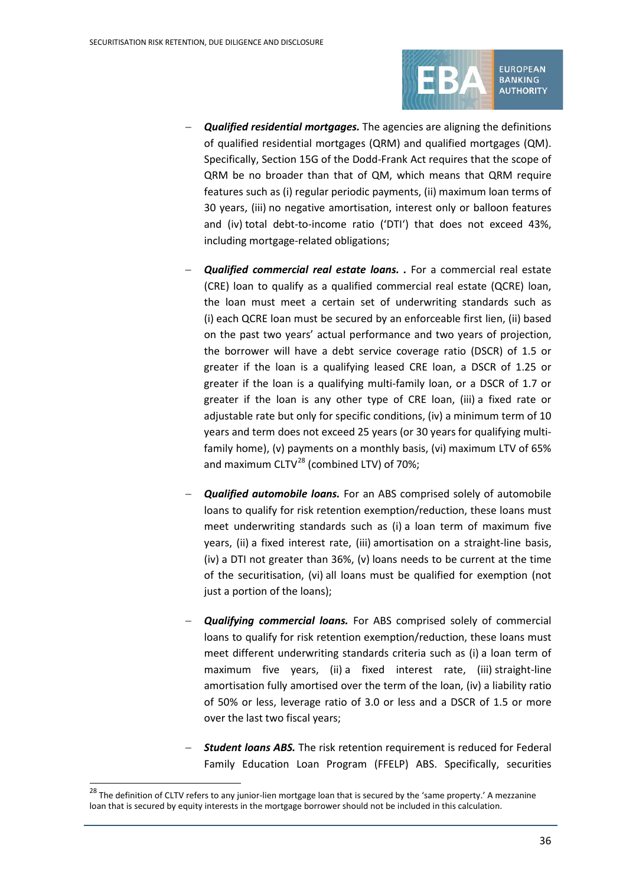- ***Qualified residential mortgages.*** The agencies are aligning the definitions of qualified residential mortgages (QRM) and qualified mortgages (QM). Specifically, Section 15G of the Dodd-Frank Act requires that the scope of QRM be no broader than that of QM, which means that QRM require features such as (i) regular periodic payments, (ii) maximum loan terms of 30 years, (iii) no negative amortisation, interest only or balloon features and (iv) total debt-to-income ratio ('DTI') that does not exceed 43%, including mortgage-related obligations;

- ***Qualified commercial real estate loans. .*** For a commercial real estate (CRE) loan to qualify as a qualified commercial real estate (QCRE) loan, the loan must meet a certain set of underwriting standards such as (i) each QCRE loan must be secured by an enforceable first lien, (ii) based on the past two years' actual performance and two years of projection, the borrower will have a debt service coverage ratio (DSCR) of 1.5 or greater if the loan is a qualifying leased CRE loan, a DSCR of 1.25 or greater if the loan is a qualifying multi-family loan, or a DSCR of 1.7 or greater if the loan is any other type of CRE loan, (iii) a fixed rate or adjustable rate but only for specific conditions, (iv) a minimum term of 10 years and term does not exceed 25 years (or 30 years for qualifying multi-family home), (v) payments on a monthly basis, (vi) maximum LTV of 65% and maximum CLTV[28] (combined LTV) of 70%;

- ***Qualified automobile loans.*** For an ABS comprised solely of automobile loans to qualify for risk retention exemption/reduction, these loans must meet underwriting standards such as (i) a loan term of maximum five years, (ii) a fixed interest rate, (iii) amortisation on a straight-line basis, (iv) a DTI not greater than 36%, (v) loans needs to be current at the time of the securitisation, (vi) all loans must be qualified for exemption (not just a portion of the loans);

- ***Qualifying commercial loans.*** For ABS comprised solely of commercial loans to qualify for risk retention exemption/reduction, these loans must meet different underwriting standards criteria such as (i) a loan term of maximum five years, (ii) a fixed interest rate, (iii) straight-line amortisation fully amortised over the term of the loan, (iv) a liability ratio of 50% or less, leverage ratio of 3.0 or less and a DSCR of 1.5 or more over the last two fiscal years;

- ***Student loans ABS.*** The risk retention requirement is reduced for Federal Family Education Loan Program (FFELP) ABS. Specifically, securities

[28] The definition of CLTV refers to any junior-lien mortgage loan that is secured by the 'same property.' A mezzanine loan that is secured by equity interests in the mortgage borrower should not be included in this calculation.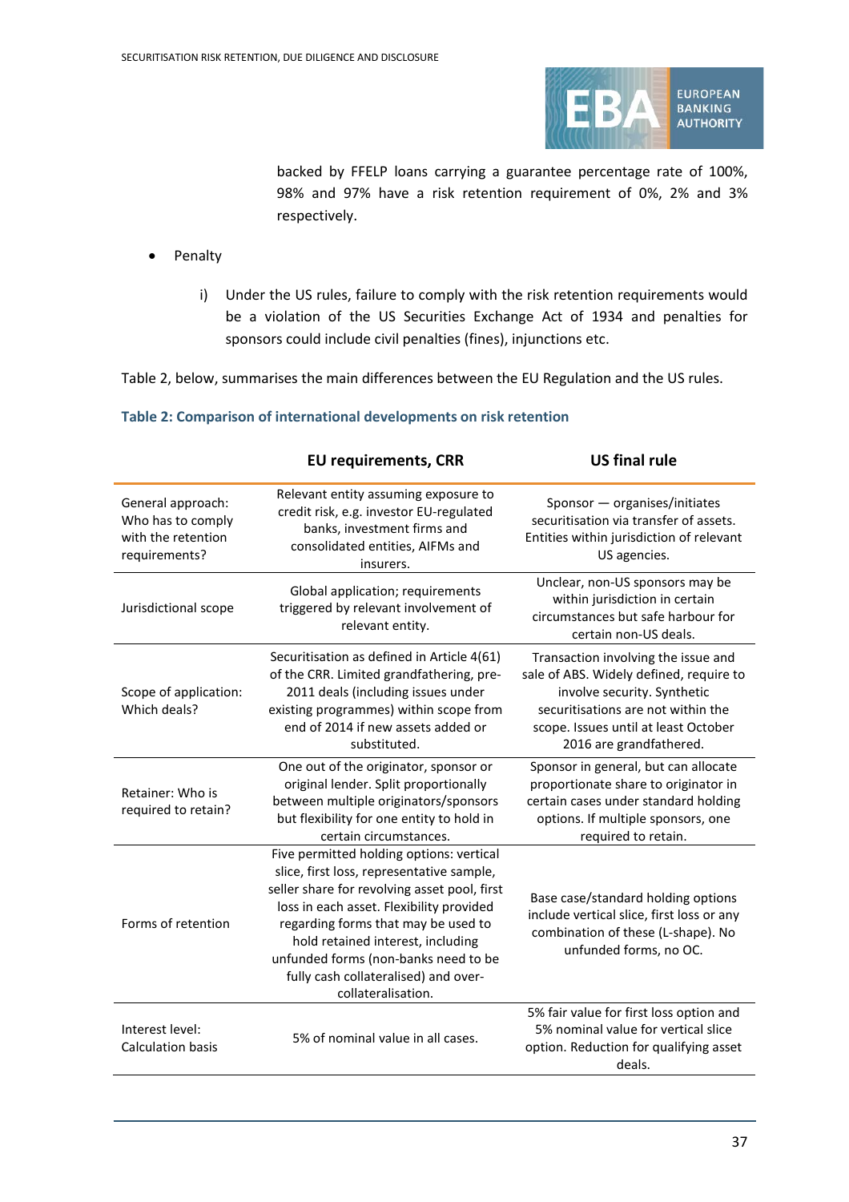backed by FFELP loans carrying a guarantee percentage rate of 100%, 98% and 97% have a risk retention requirement of 0%, 2% and 3% respectively.

- Penalty

  i) Under the US rules, failure to comply with the risk retention requirements would be a violation of the US Securities Exchange Act of 1934 and penalties for sponsors could include civil penalties (fines), injunctions etc.

Table 2, below, summarises the main differences between the EU Regulation and the US rules.

**Table 2: Comparison of international developments on risk retention**

| | EU requirements, CRR | US final rule |
|---|---|---|
| General approach: Who has to comply with the retention requirements? | Relevant entity assuming exposure to credit risk, e.g. investor EU-regulated banks, investment firms and consolidated entities, AIFMs and insurers. | Sponsor — organises/initiates securitisation via transfer of assets. Entities within jurisdiction of relevant US agencies. |
| Jurisdictional scope | Global application; requirements triggered by relevant involvement of relevant entity. | Unclear, non-US sponsors may be within jurisdiction in certain circumstances but safe harbour for certain non-US deals. |
| Scope of application: Which deals? | Securitisation as defined in Article 4(61) of the CRR. Limited grandfathering, pre-2011 deals (including issues under existing programmes) within scope from end of 2014 if new assets added or substituted. | Transaction involving the issue and sale of ABS. Widely defined, require to involve security. Synthetic securitisations are not within the scope. Issues until at least October 2016 are grandfathered. |
| Retainer: Who is required to retain? | One out of the originator, sponsor or original lender. Split proportionally between multiple originators/sponsors but flexibility for one entity to hold in certain circumstances. | Sponsor in general, but can allocate proportionate share to originator in certain cases under standard holding options. If multiple sponsors, one required to retain. |
| Forms of retention | Five permitted holding options: vertical slice, first loss, representative sample, seller share for revolving asset pool, first loss in each asset. Flexibility provided regarding forms that may be used to hold retained interest, including unfunded forms (non-banks need to be fully cash collateralised) and over-collateralisation. | Base case/standard holding options include vertical slice, first loss or any combination of these (L-shape). No unfunded forms, no OC. |
| Interest level: Calculation basis | 5% of nominal value in all cases. | 5% fair value for first loss option and 5% nominal value for vertical slice option. Reduction for qualifying asset deals. |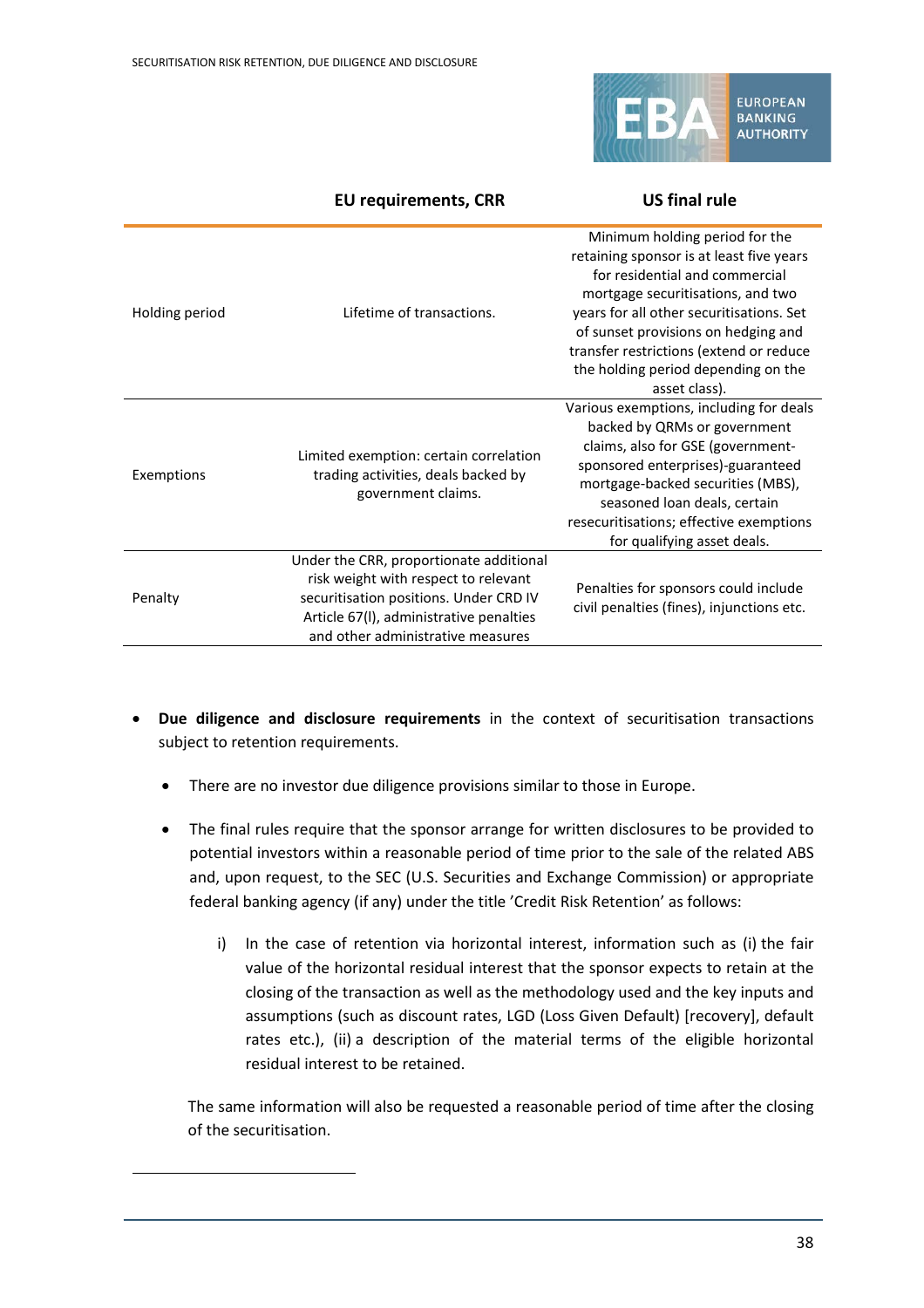| | EU requirements, CRR | US final rule |
|---|---|---|
| Holding period | Lifetime of transactions. | Minimum holding period for the retaining sponsor is at least five years for residential and commercial mortgage securitisations, and two years for all other securitisations. Set of sunset provisions on hedging and transfer restrictions (extend or reduce the holding period depending on the asset class). |
| Exemptions | Limited exemption: certain correlation trading activities, deals backed by government claims. | Various exemptions, including for deals backed by QRMs or government claims, also for GSE (government-sponsored enterprises)-guaranteed mortgage-backed securities (MBS), seasoned loan deals, certain resecuritisations; effective exemptions for qualifying asset deals. |
| Penalty | Under the CRR, proportionate additional risk weight with respect to relevant securitisation positions. Under CRD IV Article 67(l), administrative penalties and other administrative measures | Penalties for sponsors could include civil penalties (fines), injunctions etc. |

- **Due diligence and disclosure requirements** in the context of securitisation transactions subject to retention requirements.

  - There are no investor due diligence provisions similar to those in Europe.

  - The final rules require that the sponsor arrange for written disclosures to be provided to potential investors within a reasonable period of time prior to the sale of the related ABS and, upon request, to the SEC (U.S. Securities and Exchange Commission) or appropriate federal banking agency (if any) under the title 'Credit Risk Retention' as follows:

    i) In the case of retention via horizontal interest, information such as (i) the fair value of the horizontal residual interest that the sponsor expects to retain at the closing of the transaction as well as the methodology used and the key inputs and assumptions (such as discount rates, LGD (Loss Given Default) [recovery], default rates etc.), (ii) a description of the material terms of the eligible horizontal residual interest to be retained.

  The same information will also be requested a reasonable period of time after the closing of the securitisation.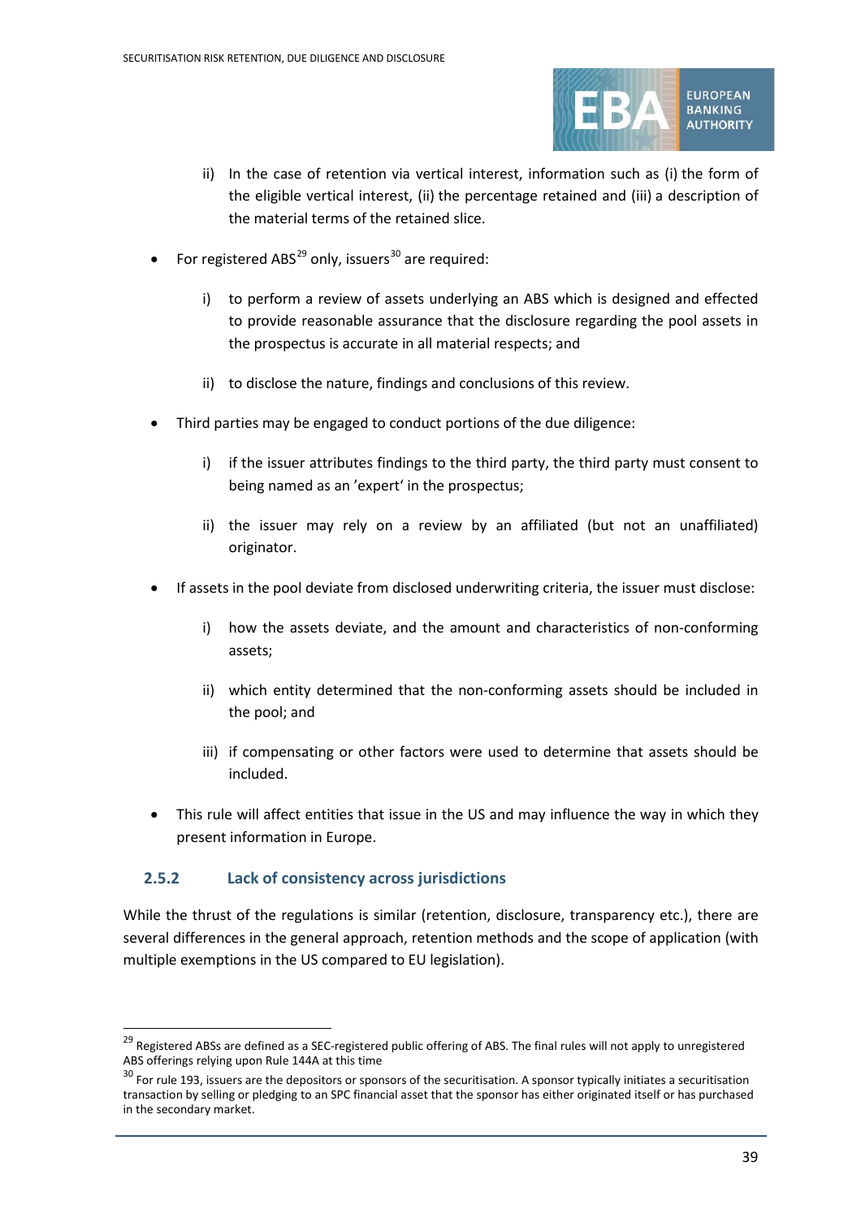ii) In the case of retention via vertical interest, information such as (i) the form of the eligible vertical interest, (ii) the percentage retained and (iii) a description of the material terms of the retained slice.

- For registered ABS[29] only, issuers[30] are required:

    i) to perform a review of assets underlying an ABS which is designed and effected to provide reasonable assurance that the disclosure regarding the pool assets in the prospectus is accurate in all material respects; and

    ii) to disclose the nature, findings and conclusions of this review.

- Third parties may be engaged to conduct portions of the due diligence:

    i) if the issuer attributes findings to the third party, the third party must consent to being named as an 'expert' in the prospectus;

    ii) the issuer may rely on a review by an affiliated (but not an unaffiliated) originator.

- If assets in the pool deviate from disclosed underwriting criteria, the issuer must disclose:

    i) how the assets deviate, and the amount and characteristics of non-conforming assets;

    ii) which entity determined that the non-conforming assets should be included in the pool; and

    iii) if compensating or other factors were used to determine that assets should be included.

- This rule will affect entities that issue in the US and may influence the way in which they present information in Europe.

### 2.5.2 Lack of consistency across jurisdictions

While the thrust of the regulations is similar (retention, disclosure, transparency etc.), there are several differences in the general approach, retention methods and the scope of application (with multiple exemptions in the US compared to EU legislation).

---

[29] Registered ABSs are defined as a SEC-registered public offering of ABS. The final rules will not apply to unregistered ABS offerings relying upon Rule 144A at this time

[30] For rule 193, issuers are the depositors or sponsors of the securitisation. A sponsor typically initiates a securitisation transaction by selling or pledging to an SPC financial asset that the sponsor has either originated itself or has purchased in the secondary market.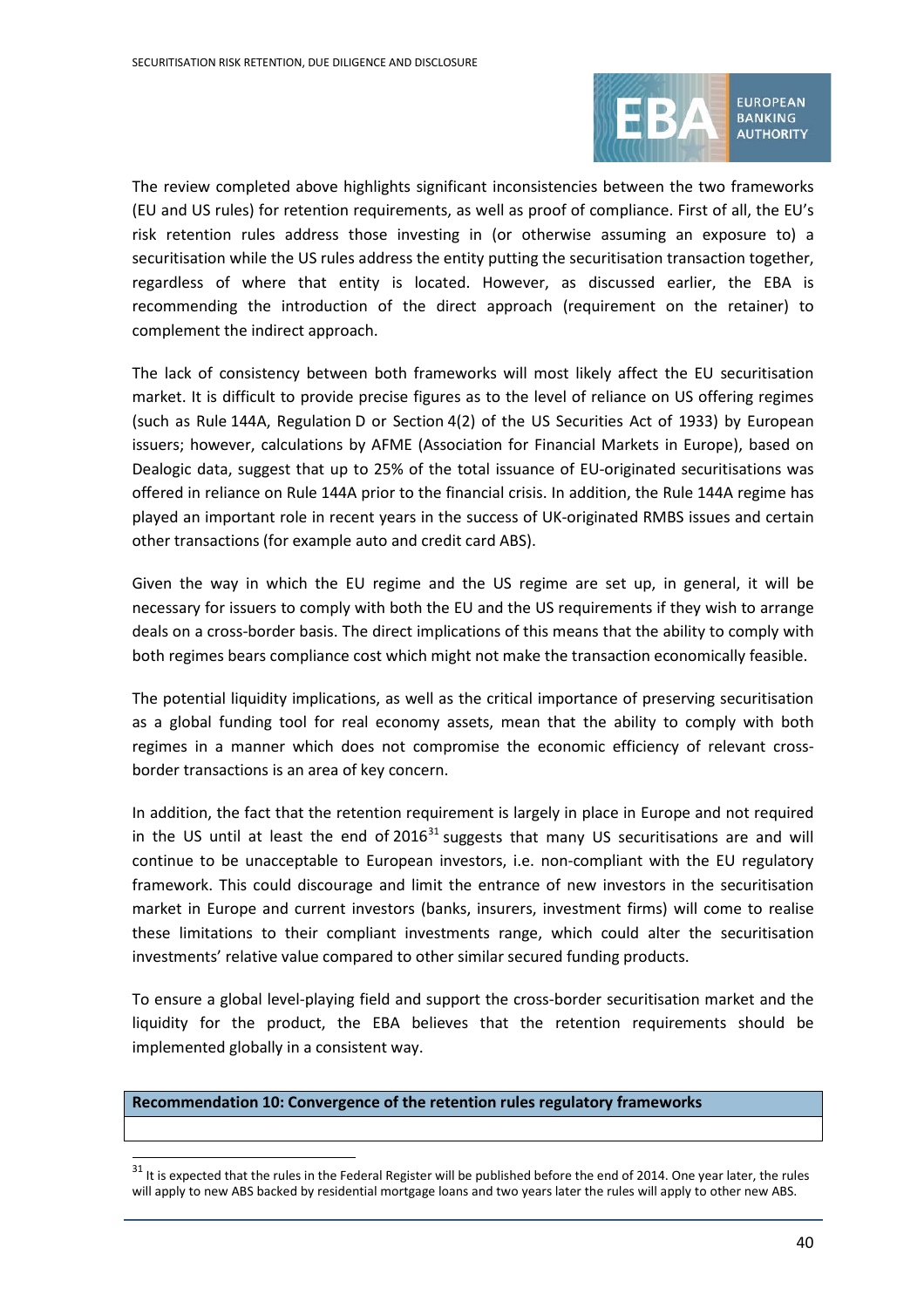The review completed above highlights significant inconsistencies between the two frameworks (EU and US rules) for retention requirements, as well as proof of compliance. First of all, the EU's risk retention rules address those investing in (or otherwise assuming an exposure to) a securitisation while the US rules address the entity putting the securitisation transaction together, regardless of where that entity is located. However, as discussed earlier, the EBA is recommending the introduction of the direct approach (requirement on the retainer) to complement the indirect approach.

The lack of consistency between both frameworks will most likely affect the EU securitisation market. It is difficult to provide precise figures as to the level of reliance on US offering regimes (such as Rule 144A, Regulation D or Section 4(2) of the US Securities Act of 1933) by European issuers; however, calculations by AFME (Association for Financial Markets in Europe), based on Dealogic data, suggest that up to 25% of the total issuance of EU-originated securitisations was offered in reliance on Rule 144A prior to the financial crisis. In addition, the Rule 144A regime has played an important role in recent years in the success of UK-originated RMBS issues and certain other transactions (for example auto and credit card ABS).

Given the way in which the EU regime and the US regime are set up, in general, it will be necessary for issuers to comply with both the EU and the US requirements if they wish to arrange deals on a cross-border basis. The direct implications of this means that the ability to comply with both regimes bears compliance cost which might not make the transaction economically feasible.

The potential liquidity implications, as well as the critical importance of preserving securitisation as a global funding tool for real economy assets, mean that the ability to comply with both regimes in a manner which does not compromise the economic efficiency of relevant cross-border transactions is an area of key concern.

In addition, the fact that the retention requirement is largely in place in Europe and not required in the US until at least the end of 2016[31] suggests that many US securitisations are and will continue to be unacceptable to European investors, i.e. non-compliant with the EU regulatory framework. This could discourage and limit the entrance of new investors in the securitisation market in Europe and current investors (banks, insurers, investment firms) will come to realise these limitations to their compliant investments range, which could alter the securitisation investments' relative value compared to other similar secured funding products.

To ensure a global level-playing field and support the cross-border securitisation market and the liquidity for the product, the EBA believes that the retention requirements should be implemented globally in a consistent way.

| **Recommendation 10: Convergence of the retention rules regulatory frameworks** |
|---|
| |

[31] It is expected that the rules in the Federal Register will be published before the end of 2014. One year later, the rules will apply to new ABS backed by residential mortgage loans and two years later the rules will apply to other new ABS.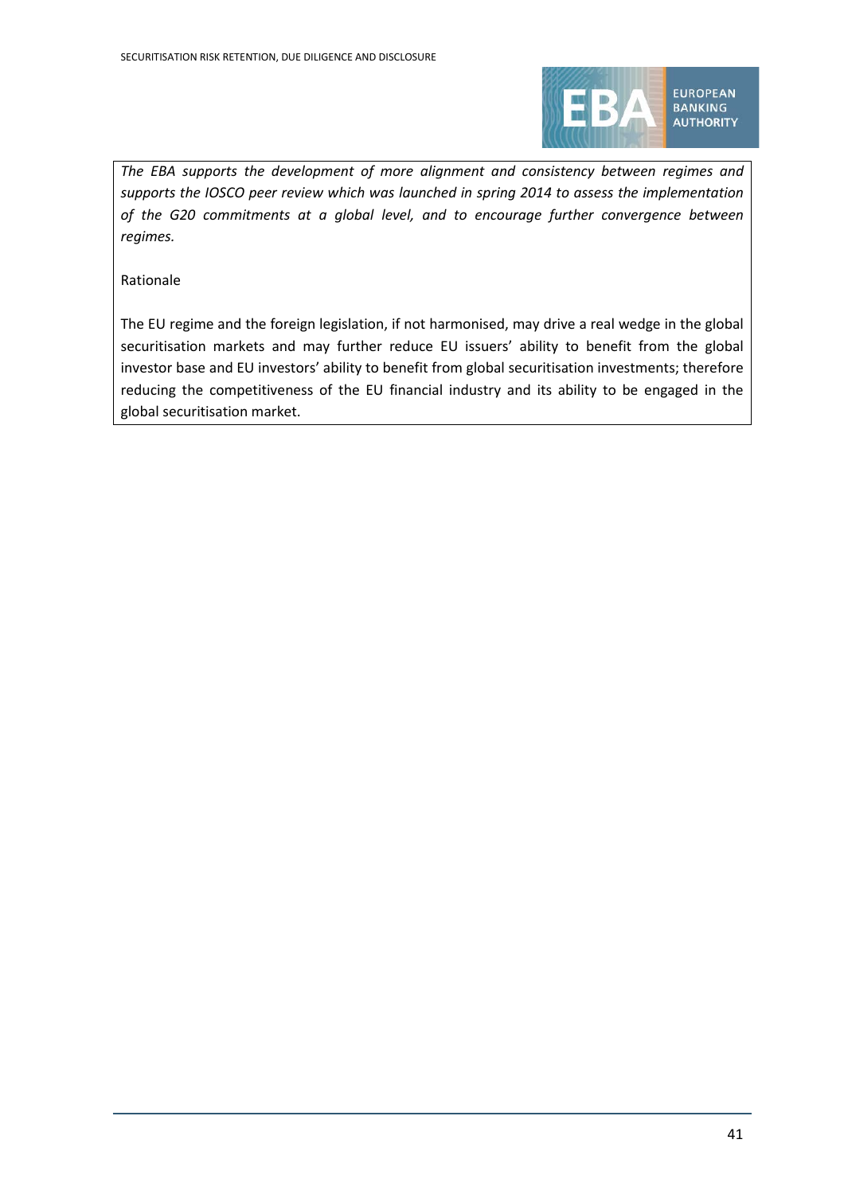*The EBA supports the development of more alignment and consistency between regimes and supports the IOSCO peer review which was launched in spring 2014 to assess the implementation of the G20 commitments at a global level, and to encourage further convergence between regimes.*

Rationale

The EU regime and the foreign legislation, if not harmonised, may drive a real wedge in the global securitisation markets and may further reduce EU issuers' ability to benefit from the global investor base and EU investors' ability to benefit from global securitisation investments; therefore reducing the competitiveness of the EU financial industry and its ability to be engaged in the global securitisation market.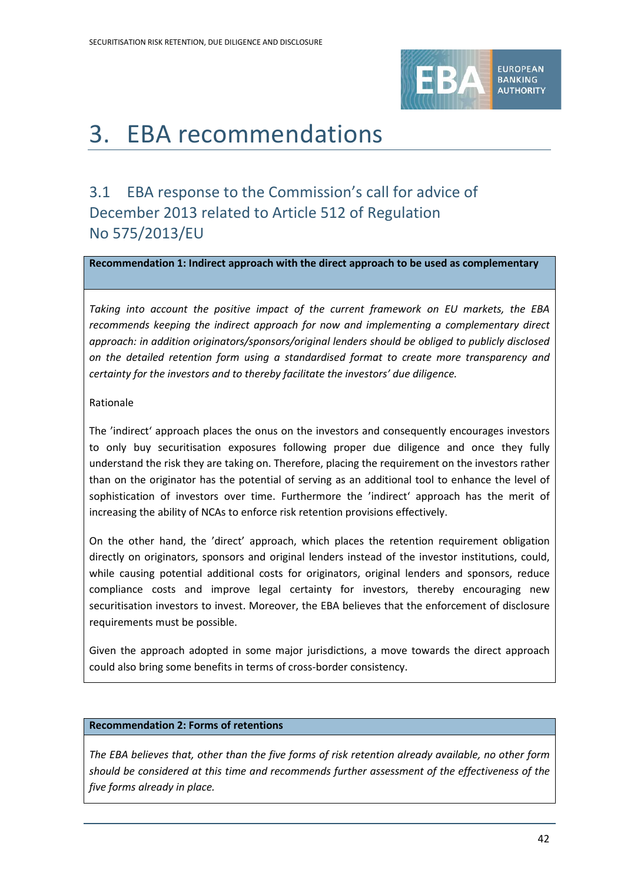# 3. EBA recommendations

## 3.1 EBA response to the Commission's call for advice of December 2013 related to Article 512 of Regulation No 575/2013/EU

**Recommendation 1: Indirect approach with the direct approach to be used as complementary**

*Taking into account the positive impact of the current framework on EU markets, the EBA recommends keeping the indirect approach for now and implementing a complementary direct approach: in addition originators/sponsors/original lenders should be obliged to publicly disclosed on the detailed retention form using a standardised format to create more transparency and certainty for the investors and to thereby facilitate the investors' due diligence.*

Rationale

The 'indirect' approach places the onus on the investors and consequently encourages investors to only buy securitisation exposures following proper due diligence and once they fully understand the risk they are taking on. Therefore, placing the requirement on the investors rather than on the originator has the potential of serving as an additional tool to enhance the level of sophistication of investors over time. Furthermore the 'indirect' approach has the merit of increasing the ability of NCAs to enforce risk retention provisions effectively.

On the other hand, the 'direct' approach, which places the retention requirement obligation directly on originators, sponsors and original lenders instead of the investor institutions, could, while causing potential additional costs for originators, original lenders and sponsors, reduce compliance costs and improve legal certainty for investors, thereby encouraging new securitisation investors to invest. Moreover, the EBA believes that the enforcement of disclosure requirements must be possible.

Given the approach adopted in some major jurisdictions, a move towards the direct approach could also bring some benefits in terms of cross-border consistency.

**Recommendation 2: Forms of retentions**

*The EBA believes that, other than the five forms of risk retention already available, no other form should be considered at this time and recommends further assessment of the effectiveness of the five forms already in place.*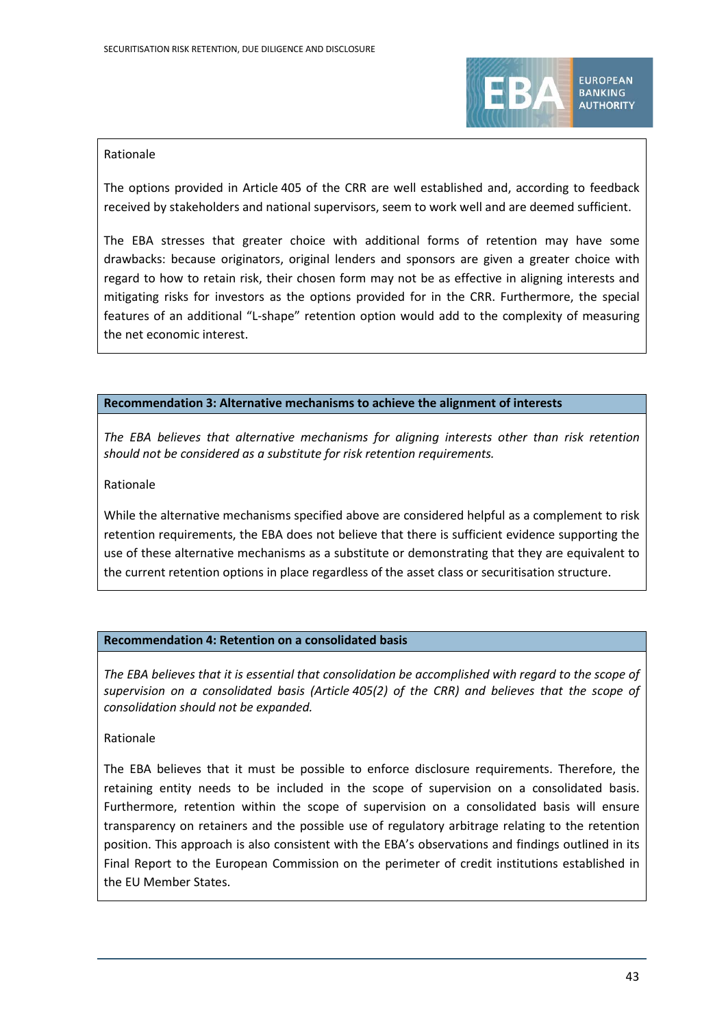Rationale

The options provided in Article 405 of the CRR are well established and, according to feedback received by stakeholders and national supervisors, seem to work well and are deemed sufficient.

The EBA stresses that greater choice with additional forms of retention may have some drawbacks: because originators, original lenders and sponsors are given a greater choice with regard to how to retain risk, their chosen form may not be as effective in aligning interests and mitigating risks for investors as the options provided for in the CRR. Furthermore, the special features of an additional "L-shape" retention option would add to the complexity of measuring the net economic interest.

**Recommendation 3: Alternative mechanisms to achieve the alignment of interests**

*The EBA believes that alternative mechanisms for aligning interests other than risk retention should not be considered as a substitute for risk retention requirements.*

Rationale

While the alternative mechanisms specified above are considered helpful as a complement to risk retention requirements, the EBA does not believe that there is sufficient evidence supporting the use of these alternative mechanisms as a substitute or demonstrating that they are equivalent to the current retention options in place regardless of the asset class or securitisation structure.

**Recommendation 4: Retention on a consolidated basis**

*The EBA believes that it is essential that consolidation be accomplished with regard to the scope of supervision on a consolidated basis (Article 405(2) of the CRR) and believes that the scope of consolidation should not be expanded.*

Rationale

The EBA believes that it must be possible to enforce disclosure requirements. Therefore, the retaining entity needs to be included in the scope of supervision on a consolidated basis. Furthermore, retention within the scope of supervision on a consolidated basis will ensure transparency on retainers and the possible use of regulatory arbitrage relating to the retention position. This approach is also consistent with the EBA's observations and findings outlined in its Final Report to the European Commission on the perimeter of credit institutions established in the EU Member States.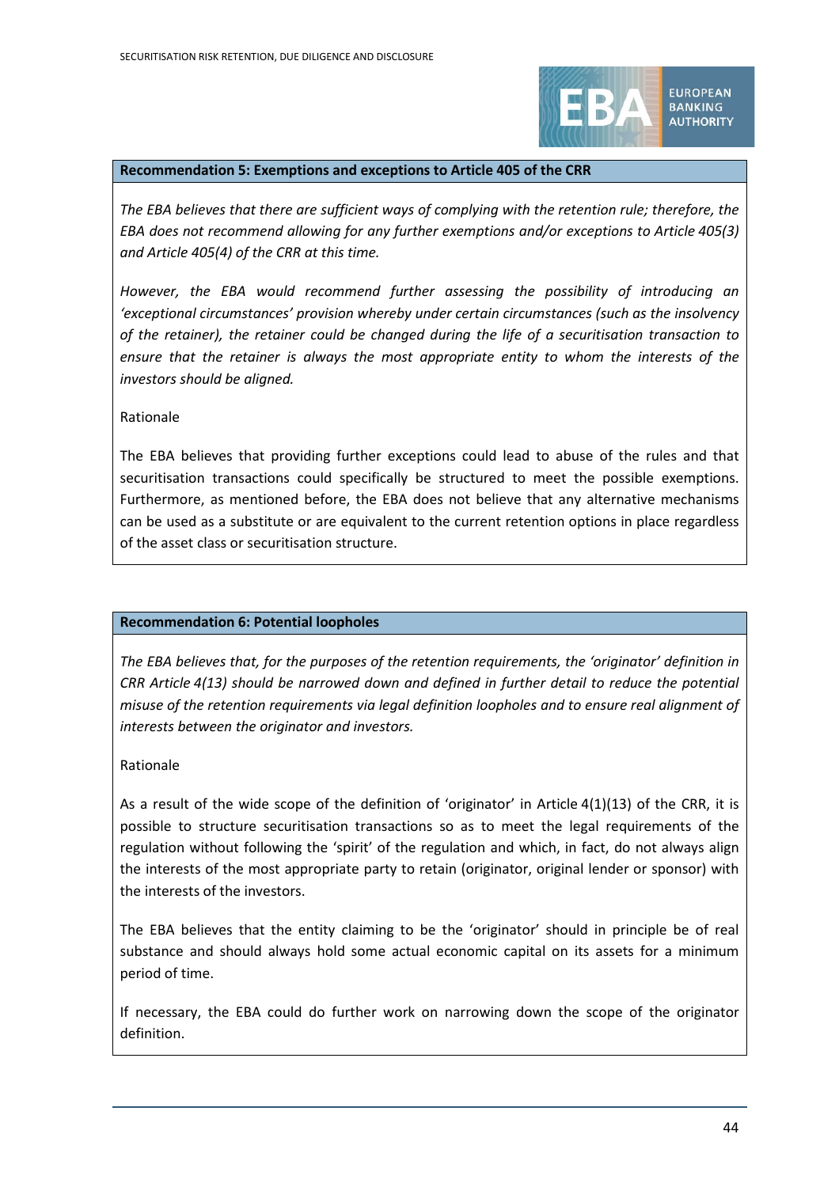**Recommendation 5: Exemptions and exceptions to Article 405 of the CRR**

*The EBA believes that there are sufficient ways of complying with the retention rule; therefore, the EBA does not recommend allowing for any further exemptions and/or exceptions to Article 405(3) and Article 405(4) of the CRR at this time.*

*However, the EBA would recommend further assessing the possibility of introducing an 'exceptional circumstances' provision whereby under certain circumstances (such as the insolvency of the retainer), the retainer could be changed during the life of a securitisation transaction to ensure that the retainer is always the most appropriate entity to whom the interests of the investors should be aligned.*

Rationale

The EBA believes that providing further exceptions could lead to abuse of the rules and that securitisation transactions could specifically be structured to meet the possible exemptions. Furthermore, as mentioned before, the EBA does not believe that any alternative mechanisms can be used as a substitute or are equivalent to the current retention options in place regardless of the asset class or securitisation structure.

**Recommendation 6: Potential loopholes**

*The EBA believes that, for the purposes of the retention requirements, the 'originator' definition in CRR Article 4(13) should be narrowed down and defined in further detail to reduce the potential misuse of the retention requirements via legal definition loopholes and to ensure real alignment of interests between the originator and investors.*

Rationale

As a result of the wide scope of the definition of 'originator' in Article 4(1)(13) of the CRR, it is possible to structure securitisation transactions so as to meet the legal requirements of the regulation without following the 'spirit' of the regulation and which, in fact, do not always align the interests of the most appropriate party to retain (originator, original lender or sponsor) with the interests of the investors.

The EBA believes that the entity claiming to be the 'originator' should in principle be of real substance and should always hold some actual economic capital on its assets for a minimum period of time.

If necessary, the EBA could do further work on narrowing down the scope of the originator definition.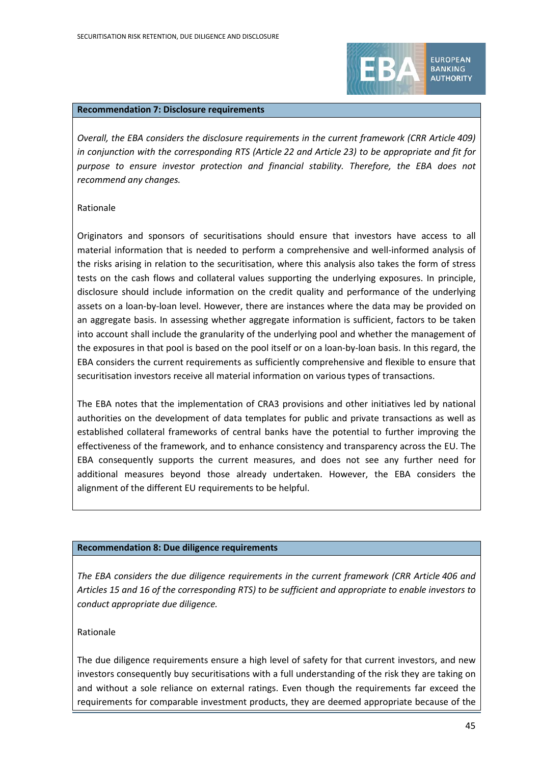### Recommendation 7: Disclosure requirements

*Overall, the EBA considers the disclosure requirements in the current framework (CRR Article 409) in conjunction with the corresponding RTS (Article 22 and Article 23) to be appropriate and fit for purpose to ensure investor protection and financial stability. Therefore, the EBA does not recommend any changes.*

Rationale

Originators and sponsors of securitisations should ensure that investors have access to all material information that is needed to perform a comprehensive and well-informed analysis of the risks arising in relation to the securitisation, where this analysis also takes the form of stress tests on the cash flows and collateral values supporting the underlying exposures. In principle, disclosure should include information on the credit quality and performance of the underlying assets on a loan-by-loan level. However, there are instances where the data may be provided on an aggregate basis. In assessing whether aggregate information is sufficient, factors to be taken into account shall include the granularity of the underlying pool and whether the management of the exposures in that pool is based on the pool itself or on a loan-by-loan basis. In this regard, the EBA considers the current requirements as sufficiently comprehensive and flexible to ensure that securitisation investors receive all material information on various types of transactions.

The EBA notes that the implementation of CRA3 provisions and other initiatives led by national authorities on the development of data templates for public and private transactions as well as established collateral frameworks of central banks have the potential to further improving the effectiveness of the framework, and to enhance consistency and transparency across the EU. The EBA consequently supports the current measures, and does not see any further need for additional measures beyond those already undertaken. However, the EBA considers the alignment of the different EU requirements to be helpful.

### Recommendation 8: Due diligence requirements

*The EBA considers the due diligence requirements in the current framework (CRR Article 406 and Articles 15 and 16 of the corresponding RTS) to be sufficient and appropriate to enable investors to conduct appropriate due diligence.*

Rationale

The due diligence requirements ensure a high level of safety for that current investors, and new investors consequently buy securitisations with a full understanding of the risk they are taking on and without a sole reliance on external ratings. Even though the requirements far exceed the requirements for comparable investment products, they are deemed appropriate because of the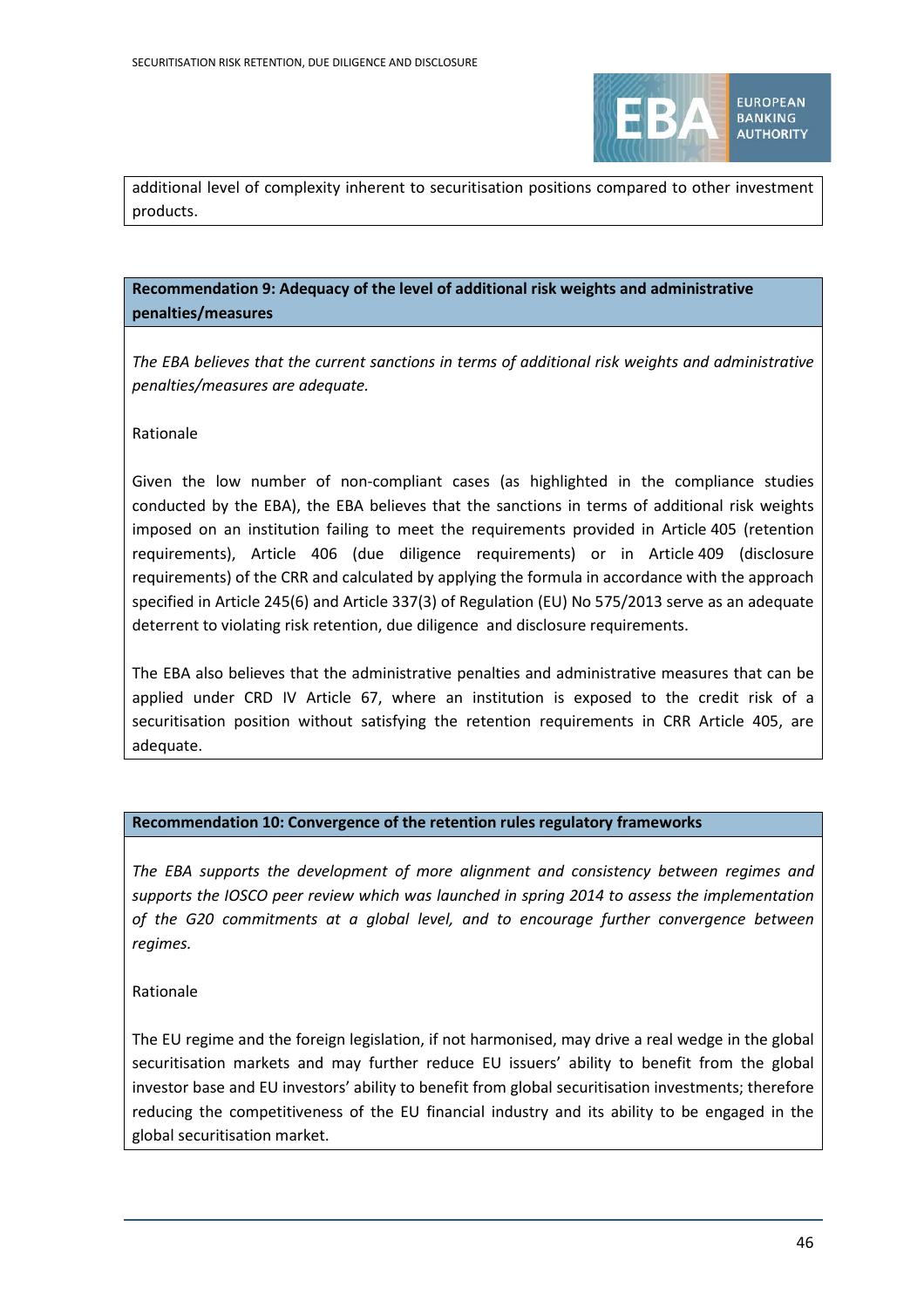additional level of complexity inherent to securitisation positions compared to other investment products.

**Recommendation 9: Adequacy of the level of additional risk weights and administrative penalties/measures**

*The EBA believes that the current sanctions in terms of additional risk weights and administrative penalties/measures are adequate.*

Rationale

Given the low number of non-compliant cases (as highlighted in the compliance studies conducted by the EBA), the EBA believes that the sanctions in terms of additional risk weights imposed on an institution failing to meet the requirements provided in Article 405 (retention requirements), Article 406 (due diligence requirements) or in Article 409 (disclosure requirements) of the CRR and calculated by applying the formula in accordance with the approach specified in Article 245(6) and Article 337(3) of Regulation (EU) No 575/2013 serve as an adequate deterrent to violating risk retention, due diligence and disclosure requirements.

The EBA also believes that the administrative penalties and administrative measures that can be applied under CRD IV Article 67, where an institution is exposed to the credit risk of a securitisation position without satisfying the retention requirements in CRR Article 405, are adequate.

**Recommendation 10: Convergence of the retention rules regulatory frameworks**

*The EBA supports the development of more alignment and consistency between regimes and supports the IOSCO peer review which was launched in spring 2014 to assess the implementation of the G20 commitments at a global level, and to encourage further convergence between regimes.*

Rationale

The EU regime and the foreign legislation, if not harmonised, may drive a real wedge in the global securitisation markets and may further reduce EU issuers' ability to benefit from the global investor base and EU investors' ability to benefit from global securitisation investments; therefore reducing the competitiveness of the EU financial industry and its ability to be engaged in the global securitisation market.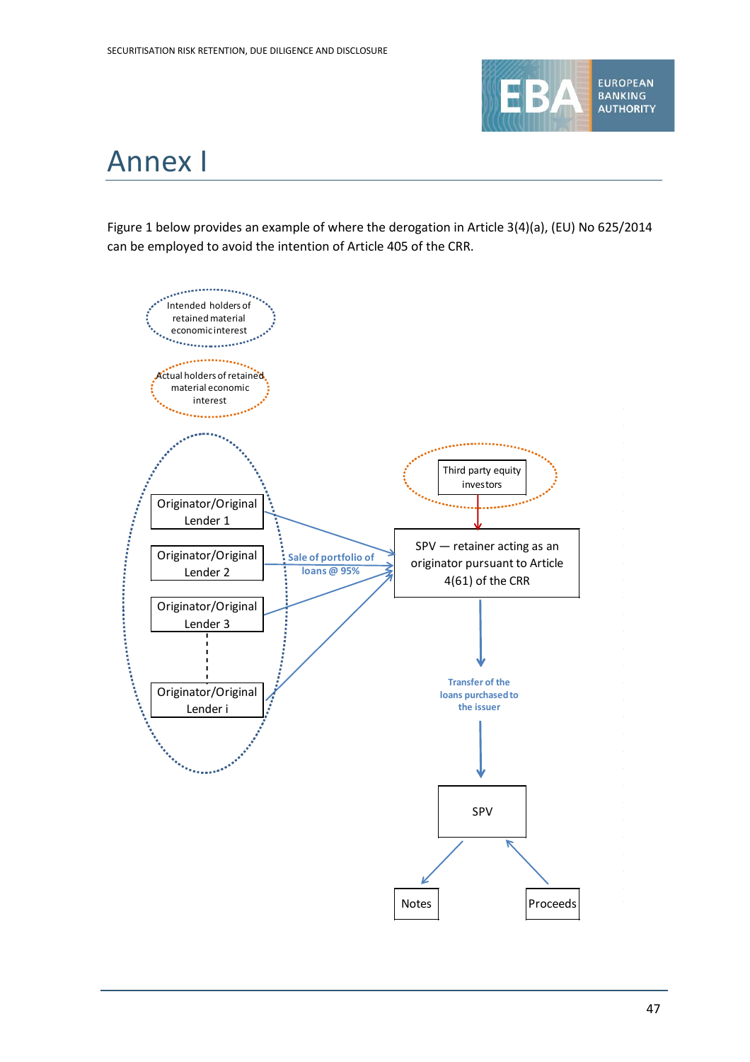# Annex I

Figure 1 below provides an example of where the derogation in Article 3(4)(a), (EU) No 625/2014 can be employed to avoid the intention of Article 405 of the CRR.

Intended holders of retained material economic interest

Actual holders of retained material economic interest

Originator/Original Lender 1

Originator/Original Lender 2

Originator/Original Lender 3

Originator/Original Lender i

Sale of portfolio of loans @ 95%

Third party equity investors

SPV — retainer acting as an originator pursuant to Article 4(61) of the CRR

Transfer of the loans purchased to the issuer

SPV

Notes

Proceeds